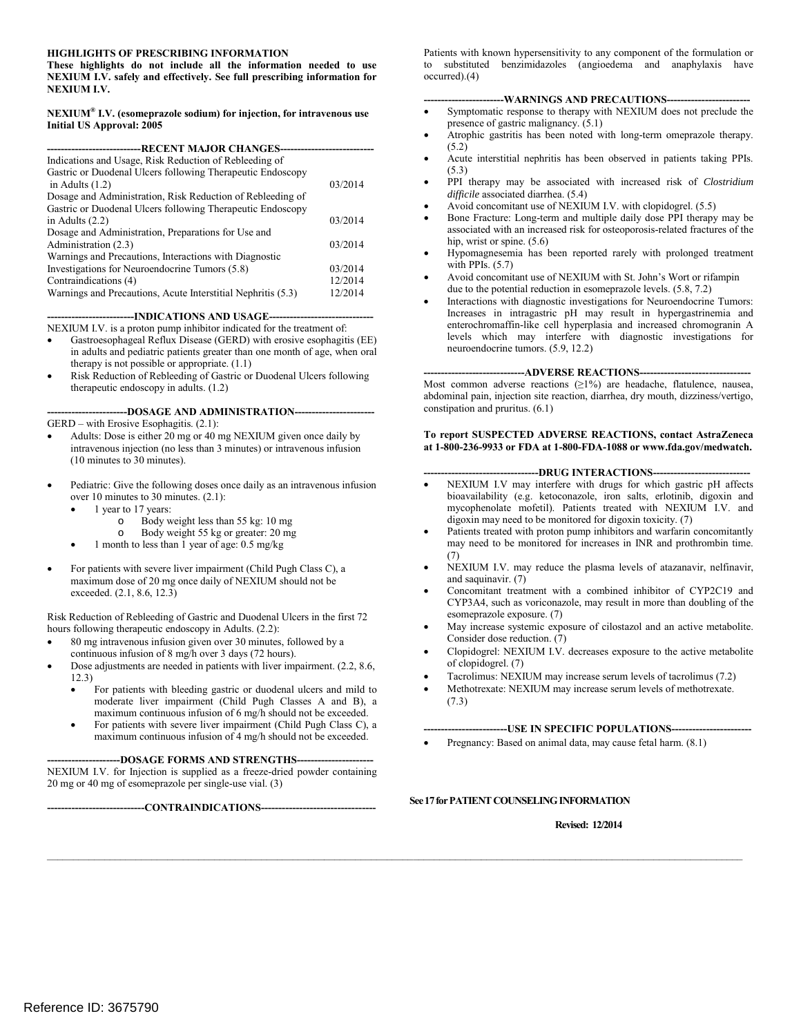**HIGHLIGHTS OF PRESCRIBING INFORMATION**
**These highlights do not include all the information needed to use NEXIUM I.V. safely and effectively. See full prescribing information for NEXIUM I.V.**

**NEXIUM® I.V. (esomeprazole sodium) for injection, for intravenous use**
**Initial US Approval: 2005**

**---RECENT MAJOR CHANGES---**

| | |
|---|---|
| Indications and Usage, Risk Reduction of Rebleeding of Gastric or Duodenal Ulcers following Therapeutic Endoscopy in Adults (1.2) | 03/2014 |
| Dosage and Administration, Risk Reduction of Rebleeding of Gastric or Duodenal Ulcers following Therapeutic Endoscopy in Adults (2.2) | 03/2014 |
| Dosage and Administration, Preparations for Use and Administration (2.3) | 03/2014 |
| Warnings and Precautions, Interactions with Diagnostic Investigations for Neuroendocrine Tumors (5.8) | 03/2014 |
| Contraindications (4) | 12/2014 |
| Warnings and Precautions, Acute Interstitial Nephritis (5.3) | 12/2014 |

**---INDICATIONS AND USAGE---**

NEXIUM I.V. is a proton pump inhibitor indicated for the treatment of:

- Gastroesophageal Reflux Disease (GERD) with erosive esophagitis (EE) in adults and pediatric patients greater than one month of age, when oral therapy is not possible or appropriate. (1.1)
- Risk Reduction of Rebleeding of Gastric or Duodenal Ulcers following therapeutic endoscopy in adults. (1.2)

**---DOSAGE AND ADMINISTRATION---**

GERD – with Erosive Esophagitis. (2.1):

- Adults: Dose is either 20 mg or 40 mg NEXIUM given once daily by intravenous injection (no less than 3 minutes) or intravenous infusion (10 minutes to 30 minutes).
- Pediatric: Give the following doses once daily as an intravenous infusion over 10 minutes to 30 minutes. (2.1):
  - 1 year to 17 years:
    - Body weight less than 55 kg: 10 mg
    - Body weight 55 kg or greater: 20 mg
  - 1 month to less than 1 year of age: 0.5 mg/kg
- For patients with severe liver impairment (Child Pugh Class C), a maximum dose of 20 mg once daily of NEXIUM should not be exceeded. (2.1, 8.6, 12.3)

Risk Reduction of Rebleeding of Gastric and Duodenal Ulcers in the first 72 hours following therapeutic endoscopy in Adults. (2.2):

- 80 mg intravenous infusion given over 30 minutes, followed by a continuous infusion of 8 mg/h over 3 days (72 hours).
- Dose adjustments are needed in patients with liver impairment. (2.2, 8.6, 12.3)
  - For patients with bleeding gastric or duodenal ulcers and mild to moderate liver impairment (Child Pugh Classes A and B), a maximum continuous infusion of 6 mg/h should not be exceeded.
  - For patients with severe liver impairment (Child Pugh Class C), a maximum continuous infusion of 4 mg/h should not be exceeded.

**---DOSAGE FORMS AND STRENGTHS---**

NEXIUM I.V. for Injection is supplied as a freeze-dried powder containing 20 mg or 40 mg of esomeprazole per single-use vial. (3)

**---CONTRAINDICATIONS---**

Patients with known hypersensitivity to any component of the formulation or to substituted benzimidazoles (angioedema and anaphylaxis have occurred).(4)

**---WARNINGS AND PRECAUTIONS---**

- Symptomatic response to therapy with NEXIUM does not preclude the presence of gastric malignancy. (5.1)
- Atrophic gastritis has been noted with long-term omeprazole therapy. (5.2)
- Acute interstitial nephritis has been observed in patients taking PPIs. (5.3)
- PPI therapy may be associated with increased risk of *Clostridium difficile* associated diarrhea. (5.4)
- Avoid concomitant use of NEXIUM I.V. with clopidogrel. (5.5)
- Bone Fracture: Long-term and multiple daily dose PPI therapy may be associated with an increased risk for osteoporosis-related fractures of the hip, wrist or spine. (5.6)
- Hypomagnesemia has been reported rarely with prolonged treatment with PPIs. (5.7)
- Avoid concomitant use of NEXIUM with St. John's Wort or rifampin due to the potential reduction in esomeprazole levels. (5.8, 7.2)
- Interactions with diagnostic investigations for Neuroendocrine Tumors: Increases in intragastric pH may result in hypergastrinemia and enterochromaffin-like cell hyperplasia and increased chromogranin A levels which may interfere with diagnostic investigations for neuroendocrine tumors. (5.9, 12.2)

**---ADVERSE REACTIONS---**

Most common adverse reactions (≥1%) are headache, flatulence, nausea, abdominal pain, injection site reaction, diarrhea, dry mouth, dizziness/vertigo, constipation and pruritus. (6.1)

**To report SUSPECTED ADVERSE REACTIONS, contact AstraZeneca at 1-800-236-9933 or FDA at 1-800-FDA-1088 or www.fda.gov/medwatch.**

**---DRUG INTERACTIONS---**

- NEXIUM I.V may interfere with drugs for which gastric pH affects bioavailability (e.g. ketoconazole, iron salts, erlotinib, digoxin and mycophenolate mofetil). Patients treated with NEXIUM I.V. and digoxin may need to be monitored for digoxin toxicity. (7)
- Patients treated with proton pump inhibitors and warfarin concomitantly may need to be monitored for increases in INR and prothrombin time. (7)
- NEXIUM I.V. may reduce the plasma levels of atazanavir, nelfinavir, and saquinavir. (7)
- Concomitant treatment with a combined inhibitor of CYP2C19 and CYP3A4, such as voriconazole, may result in more than doubling of the esomeprazole exposure. (7)
- May increase systemic exposure of cilostazol and an active metabolite. Consider dose reduction. (7)
- Clopidogrel: NEXIUM I.V. decreases exposure to the active metabolite of clopidogrel. (7)
- Tacrolimus: NEXIUM may increase serum levels of tacrolimus (7.2)
- Methotrexate: NEXIUM may increase serum levels of methotrexate. (7.3)

**---USE IN SPECIFIC POPULATIONS---**

- Pregnancy: Based on animal data, may cause fetal harm. (8.1)

**See 17 for PATIENT COUNSELING INFORMATION**

**Revised: 12/2014**

Reference ID: 3675790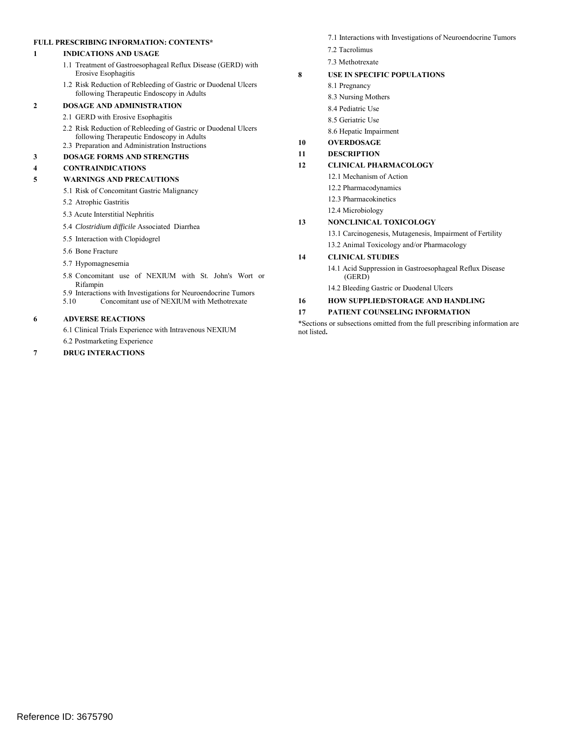**FULL PRESCRIBING INFORMATION: CONTENTS***

**1 INDICATIONS AND USAGE**

- 1.1 Treatment of Gastroesophageal Reflux Disease (GERD) with Erosive Esophagitis
- 1.2 Risk Reduction of Rebleeding of Gastric or Duodenal Ulcers following Therapeutic Endoscopy in Adults

**2 DOSAGE AND ADMINISTRATION**

- 2.1 GERD with Erosive Esophagitis
- 2.2 Risk Reduction of Rebleeding of Gastric or Duodenal Ulcers following Therapeutic Endoscopy in Adults
- 2.3 Preparation and Administration Instructions

**3 DOSAGE FORMS AND STRENGTHS**

**4 CONTRAINDICATIONS**

**5 WARNINGS AND PRECAUTIONS**

- 5.1 Risk of Concomitant Gastric Malignancy
- 5.2 Atrophic Gastritis
- 5.3 Acute Interstitial Nephritis
- 5.4 *Clostridium difficile* Associated Diarrhea
- 5.5 Interaction with Clopidogrel
- 5.6 Bone Fracture
- 5.7 Hypomagnesemia
- 5.8 Concomitant use of NEXIUM with St. John's Wort or Rifampin
- 5.9 Interactions with Investigations for Neuroendocrine Tumors
- 5.10 Concomitant use of NEXIUM with Methotrexate

**6 ADVERSE REACTIONS**

- 6.1 Clinical Trials Experience with Intravenous NEXIUM
- 6.2 Postmarketing Experience

**7 DRUG INTERACTIONS**

- 7.1 Interactions with Investigations of Neuroendocrine Tumors
- 7.2 Tacrolimus
- 7.3 Methotrexate

**8 USE IN SPECIFIC POPULATIONS**

- 8.1 Pregnancy
- 8.3 Nursing Mothers
- 8.4 Pediatric Use
- 8.5 Geriatric Use
- 8.6 Hepatic Impairment

**10 OVERDOSAGE**

**11 DESCRIPTION**

**12 CLINICAL PHARMACOLOGY**

- 12.1 Mechanism of Action
- 12.2 Pharmacodynamics
- 12.3 Pharmacokinetics
- 12.4 Microbiology

**13 NONCLINICAL TOXICOLOGY**

- 13.1 Carcinogenesis, Mutagenesis, Impairment of Fertility
- 13.2 Animal Toxicology and/or Pharmacology

**14 CLINICAL STUDIES**

- 14.1 Acid Suppression in Gastroesophageal Reflux Disease (GERD)
- 14.2 Bleeding Gastric or Duodenal Ulcers

**16 HOW SUPPLIED/STORAGE AND HANDLING**

**17 PATIENT COUNSELING INFORMATION**

*Sections or subsections omitted from the full prescribing information are not listed**.**

Reference ID: 3675790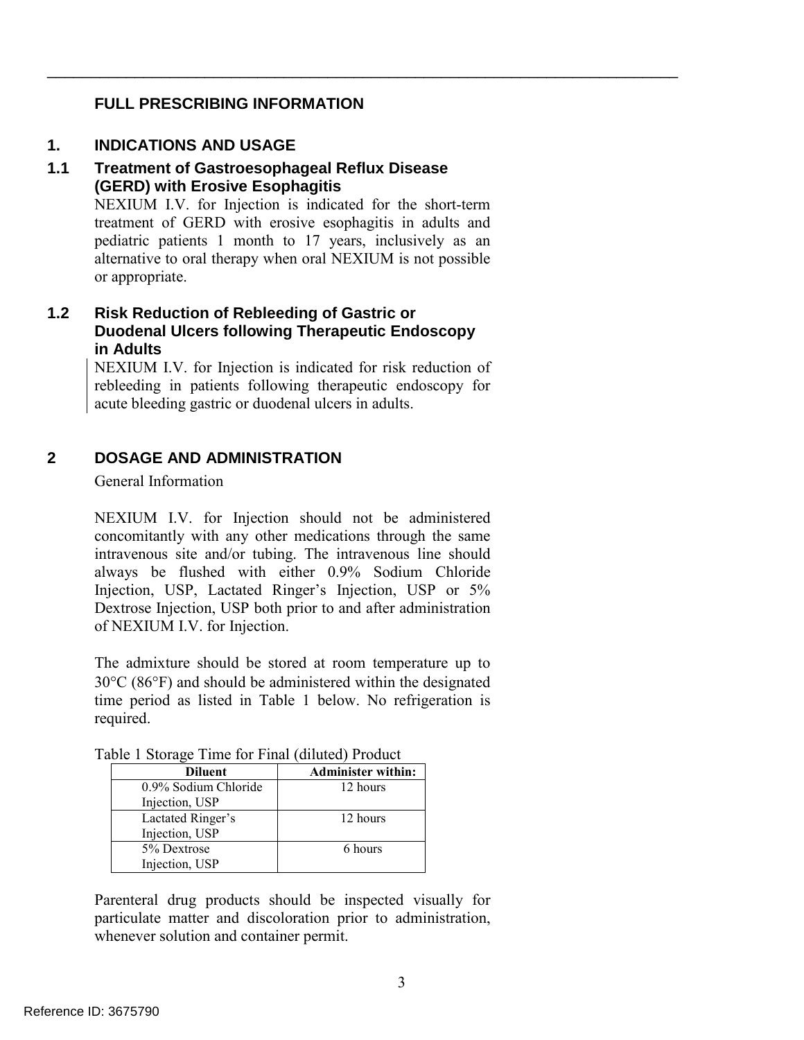# FULL PRESCRIBING INFORMATION

## 1. INDICATIONS AND USAGE

### 1.1 Treatment of Gastroesophageal Reflux Disease (GERD) with Erosive Esophagitis

NEXIUM I.V. for Injection is indicated for the short-term treatment of GERD with erosive esophagitis in adults and pediatric patients 1 month to 17 years, inclusively as an alternative to oral therapy when oral NEXIUM is not possible or appropriate.

### 1.2 Risk Reduction of Rebleeding of Gastric or Duodenal Ulcers following Therapeutic Endoscopy in Adults

NEXIUM I.V. for Injection is indicated for risk reduction of rebleeding in patients following therapeutic endoscopy for acute bleeding gastric or duodenal ulcers in adults.

## 2 DOSAGE AND ADMINISTRATION

General Information

NEXIUM I.V. for Injection should not be administered concomitantly with any other medications through the same intravenous site and/or tubing. The intravenous line should always be flushed with either 0.9% Sodium Chloride Injection, USP, Lactated Ringer's Injection, USP or 5% Dextrose Injection, USP both prior to and after administration of NEXIUM I.V. for Injection.

The admixture should be stored at room temperature up to 30°C (86°F) and should be administered within the designated time period as listed in Table 1 below. No refrigeration is required.

Table 1 Storage Time for Final (diluted) Product

| Diluent | Administer within: |
|---|---|
| 0.9% Sodium Chloride Injection, USP | 12 hours |
| Lactated Ringer's Injection, USP | 12 hours |
| 5% Dextrose Injection, USP | 6 hours |

Parenteral drug products should be inspected visually for particulate matter and discoloration prior to administration, whenever solution and container permit.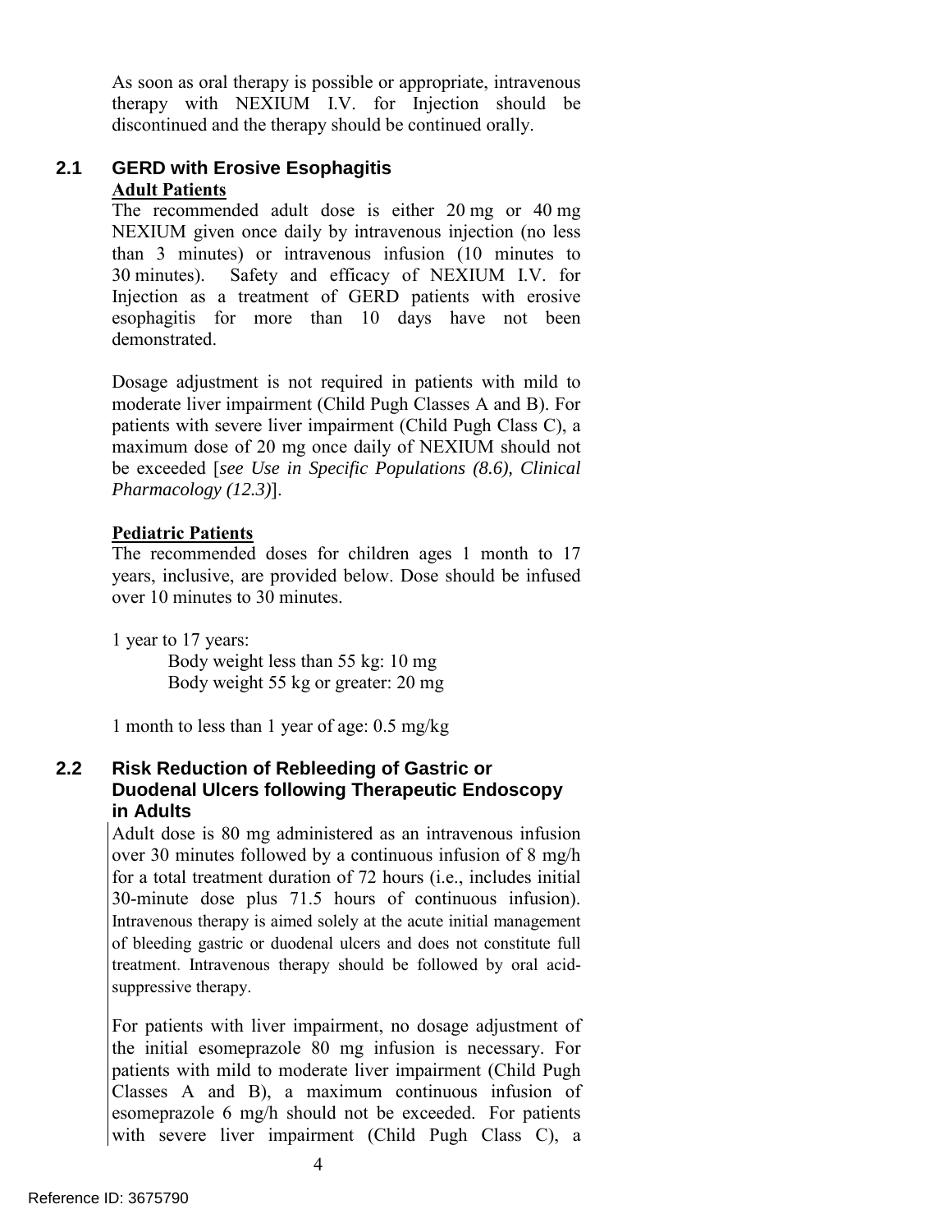As soon as oral therapy is possible or appropriate, intravenous therapy with NEXIUM I.V. for Injection should be discontinued and the therapy should be continued orally.

## 2.1 GERD with Erosive Esophagitis

**Adult Patients**

The recommended adult dose is either 20 mg or 40 mg NEXIUM given once daily by intravenous injection (no less than 3 minutes) or intravenous infusion (10 minutes to 30 minutes). Safety and efficacy of NEXIUM I.V. for Injection as a treatment of GERD patients with erosive esophagitis for more than 10 days have not been demonstrated.

Dosage adjustment is not required in patients with mild to moderate liver impairment (Child Pugh Classes A and B). For patients with severe liver impairment (Child Pugh Class C), a maximum dose of 20 mg once daily of NEXIUM should not be exceeded [*see Use in Specific Populations (8.6), Clinical Pharmacology (12.3)*].

**Pediatric Patients**

The recommended doses for children ages 1 month to 17 years, inclusive, are provided below. Dose should be infused over 10 minutes to 30 minutes.

1 year to 17 years:

- Body weight less than 55 kg: 10 mg
- Body weight 55 kg or greater: 20 mg

1 month to less than 1 year of age: 0.5 mg/kg

## 2.2 Risk Reduction of Rebleeding of Gastric or Duodenal Ulcers following Therapeutic Endoscopy in Adults

Adult dose is 80 mg administered as an intravenous infusion over 30 minutes followed by a continuous infusion of 8 mg/h for a total treatment duration of 72 hours (i.e., includes initial 30-minute dose plus 71.5 hours of continuous infusion). Intravenous therapy is aimed solely at the acute initial management of bleeding gastric or duodenal ulcers and does not constitute full treatment. Intravenous therapy should be followed by oral acid-suppressive therapy.

For patients with liver impairment, no dosage adjustment of the initial esomeprazole 80 mg infusion is necessary. For patients with mild to moderate liver impairment (Child Pugh Classes A and B), a maximum continuous infusion of esomeprazole 6 mg/h should not be exceeded. For patients with severe liver impairment (Child Pugh Class C), a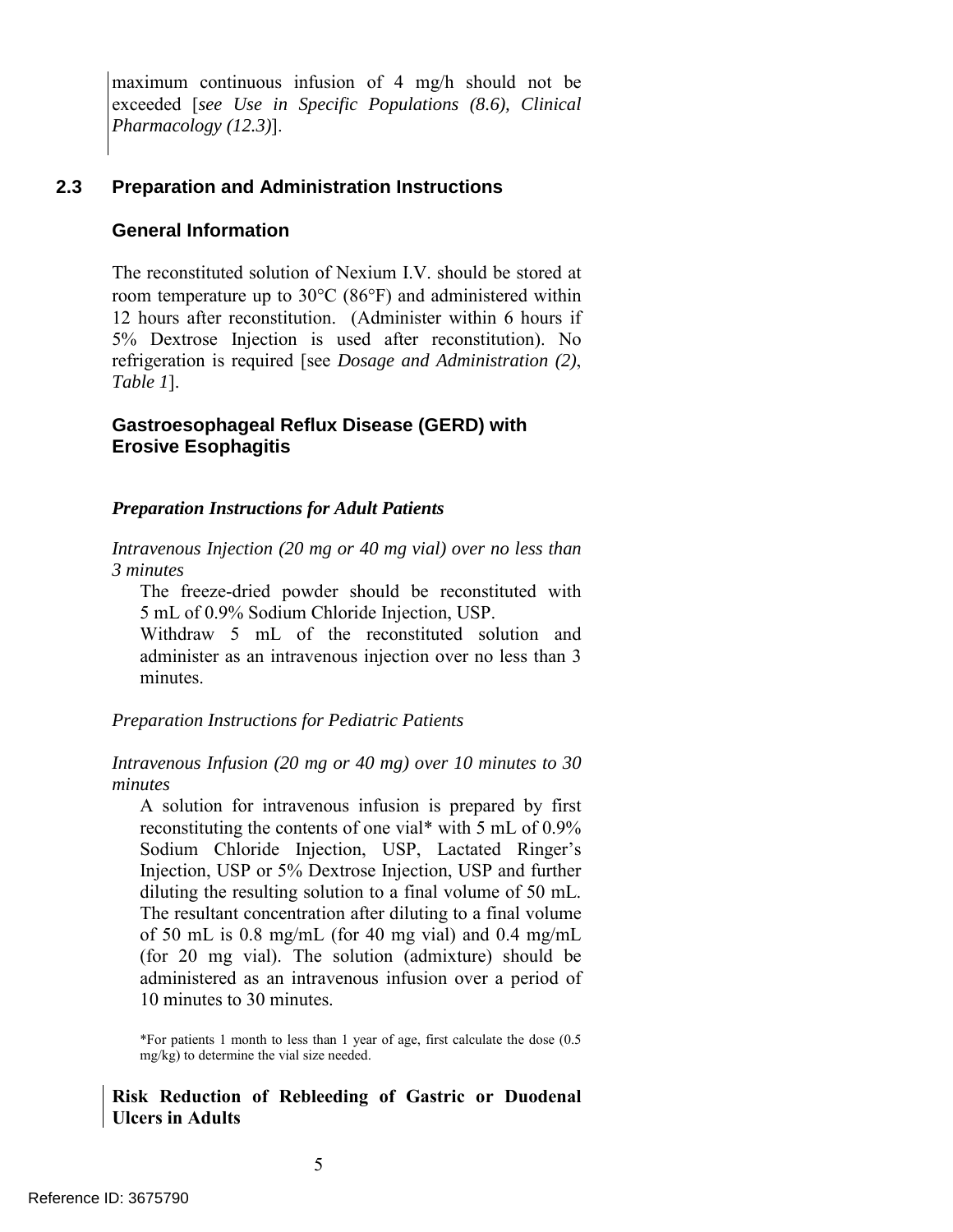maximum continuous infusion of 4 mg/h should not be exceeded [*see Use in Specific Populations (8.6), Clinical Pharmacology (12.3)*].

## 2.3 Preparation and Administration Instructions

### General Information

The reconstituted solution of Nexium I.V. should be stored at room temperature up to 30°C (86°F) and administered within 12 hours after reconstitution. (Administer within 6 hours if 5% Dextrose Injection is used after reconstitution). No refrigeration is required [see *Dosage and Administration (2)*, *Table 1*].

### Gastroesophageal Reflux Disease (GERD) with Erosive Esophagitis

***Preparation Instructions for Adult Patients***

*Intravenous Injection (20 mg or 40 mg vial) over no less than 3 minutes*

The freeze-dried powder should be reconstituted with 5 mL of 0.9% Sodium Chloride Injection, USP.

Withdraw 5 mL of the reconstituted solution and administer as an intravenous injection over no less than 3 minutes.

*Preparation Instructions for Pediatric Patients*

*Intravenous Infusion (20 mg or 40 mg) over 10 minutes to 30 minutes*

A solution for intravenous infusion is prepared by first reconstituting the contents of one vial* with 5 mL of 0.9% Sodium Chloride Injection, USP, Lactated Ringer's Injection, USP or 5% Dextrose Injection, USP and further diluting the resulting solution to a final volume of 50 mL. The resultant concentration after diluting to a final volume of 50 mL is 0.8 mg/mL (for 40 mg vial) and 0.4 mg/mL (for 20 mg vial). The solution (admixture) should be administered as an intravenous infusion over a period of 10 minutes to 30 minutes.

*For patients 1 month to less than 1 year of age, first calculate the dose (0.5 mg/kg) to determine the vial size needed.

**Risk Reduction of Rebleeding of Gastric or Duodenal Ulcers in Adults**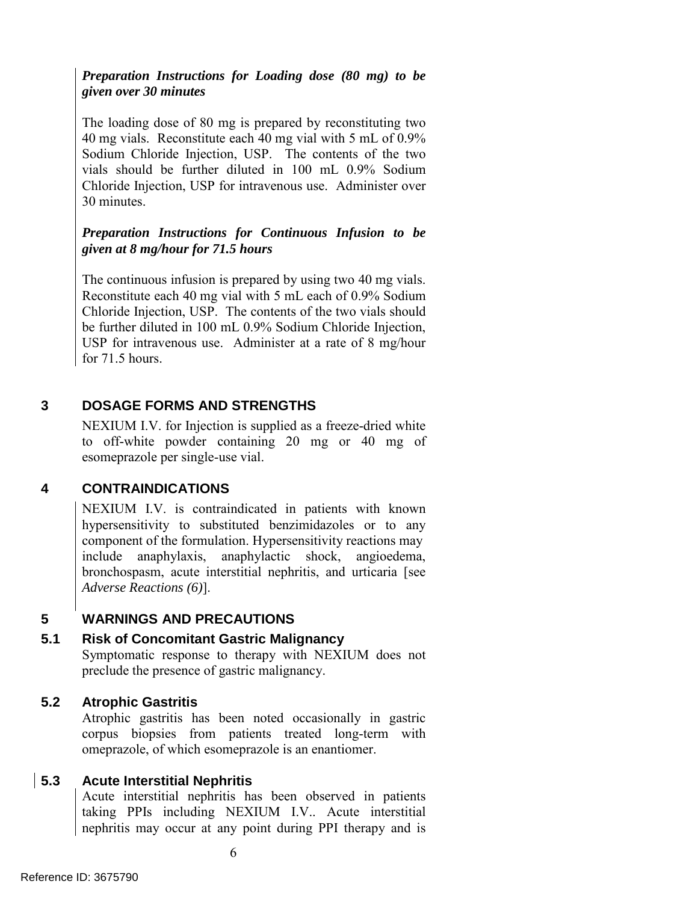***Preparation Instructions for Loading dose (80 mg) to be given over 30 minutes***

The loading dose of 80 mg is prepared by reconstituting two 40 mg vials. Reconstitute each 40 mg vial with 5 mL of 0.9% Sodium Chloride Injection, USP. The contents of the two vials should be further diluted in 100 mL 0.9% Sodium Chloride Injection, USP for intravenous use. Administer over 30 minutes.

***Preparation Instructions for Continuous Infusion to be given at 8 mg/hour for 71.5 hours***

The continuous infusion is prepared by using two 40 mg vials. Reconstitute each 40 mg vial with 5 mL each of 0.9% Sodium Chloride Injection, USP. The contents of the two vials should be further diluted in 100 mL 0.9% Sodium Chloride Injection, USP for intravenous use. Administer at a rate of 8 mg/hour for 71.5 hours.

## 3 DOSAGE FORMS AND STRENGTHS

NEXIUM I.V. for Injection is supplied as a freeze-dried white to off-white powder containing 20 mg or 40 mg of esomeprazole per single-use vial.

## 4 CONTRAINDICATIONS

NEXIUM I.V. is contraindicated in patients with known hypersensitivity to substituted benzimidazoles or to any component of the formulation. Hypersensitivity reactions may include anaphylaxis, anaphylactic shock, angioedema, bronchospasm, acute interstitial nephritis, and urticaria [see *Adverse Reactions (6)*].

## 5 WARNINGS AND PRECAUTIONS

### 5.1 Risk of Concomitant Gastric Malignancy

Symptomatic response to therapy with NEXIUM does not preclude the presence of gastric malignancy.

### 5.2 Atrophic Gastritis

Atrophic gastritis has been noted occasionally in gastric corpus biopsies from patients treated long-term with omeprazole, of which esomeprazole is an enantiomer.

### 5.3 Acute Interstitial Nephritis

Acute interstitial nephritis has been observed in patients taking PPIs including NEXIUM I.V.. Acute interstitial nephritis may occur at any point during PPI therapy and is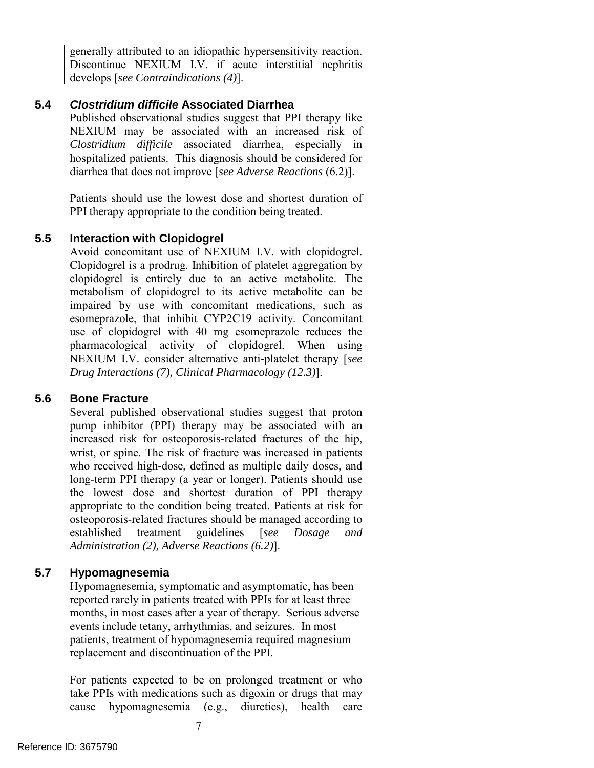generally attributed to an idiopathic hypersensitivity reaction. Discontinue NEXIUM I.V. if acute interstitial nephritis develops [*see Contraindications (4)*].

### 5.4 *Clostridium difficile* Associated Diarrhea

Published observational studies suggest that PPI therapy like NEXIUM may be associated with an increased risk of *Clostridium difficile* associated diarrhea, especially in hospitalized patients. This diagnosis should be considered for diarrhea that does not improve [*see Adverse Reactions* (6.2)].

Patients should use the lowest dose and shortest duration of PPI therapy appropriate to the condition being treated.

### 5.5 Interaction with Clopidogrel

Avoid concomitant use of NEXIUM I.V. with clopidogrel. Clopidogrel is a prodrug. Inhibition of platelet aggregation by clopidogrel is entirely due to an active metabolite. The metabolism of clopidogrel to its active metabolite can be impaired by use with concomitant medications, such as esomeprazole, that inhibit CYP2C19 activity. Concomitant use of clopidogrel with 40 mg esomeprazole reduces the pharmacological activity of clopidogrel. When using NEXIUM I.V. consider alternative anti-platelet therapy [*see Drug Interactions (7), Clinical Pharmacology (12.3)*].

### 5.6 Bone Fracture

Several published observational studies suggest that proton pump inhibitor (PPI) therapy may be associated with an increased risk for osteoporosis-related fractures of the hip, wrist, or spine. The risk of fracture was increased in patients who received high-dose, defined as multiple daily doses, and long-term PPI therapy (a year or longer). Patients should use the lowest dose and shortest duration of PPI therapy appropriate to the condition being treated. Patients at risk for osteoporosis-related fractures should be managed according to established treatment guidelines [*see Dosage and Administration (2), Adverse Reactions (6.2)*].

### 5.7 Hypomagnesemia

Hypomagnesemia, symptomatic and asymptomatic, has been reported rarely in patients treated with PPIs for at least three months, in most cases after a year of therapy. Serious adverse events include tetany, arrhythmias, and seizures. In most patients, treatment of hypomagnesemia required magnesium replacement and discontinuation of the PPI.

For patients expected to be on prolonged treatment or who take PPIs with medications such as digoxin or drugs that may cause hypomagnesemia (e.g., diuretics), health care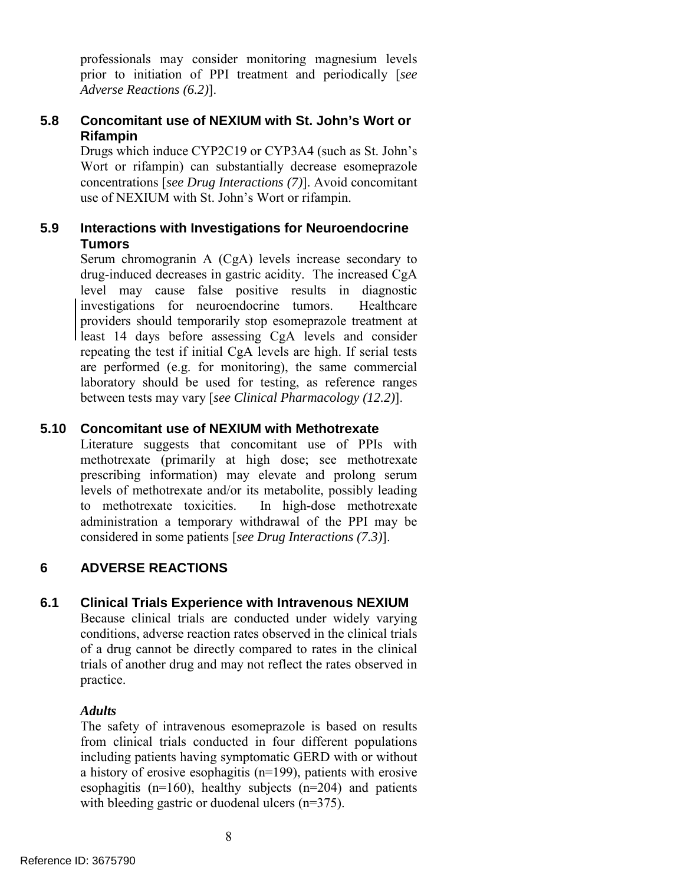professionals may consider monitoring magnesium levels prior to initiation of PPI treatment and periodically [*see Adverse Reactions (6.2)*].

## 5.8 Concomitant use of NEXIUM with St. John's Wort or Rifampin

Drugs which induce CYP2C19 or CYP3A4 (such as St. John's Wort or rifampin) can substantially decrease esomeprazole concentrations [*see Drug Interactions (7)*]. Avoid concomitant use of NEXIUM with St. John's Wort or rifampin.

## 5.9 Interactions with Investigations for Neuroendocrine Tumors

Serum chromogranin A (CgA) levels increase secondary to drug-induced decreases in gastric acidity. The increased CgA level may cause false positive results in diagnostic investigations for neuroendocrine tumors. Healthcare providers should temporarily stop esomeprazole treatment at least 14 days before assessing CgA levels and consider repeating the test if initial CgA levels are high. If serial tests are performed (e.g. for monitoring), the same commercial laboratory should be used for testing, as reference ranges between tests may vary [*see Clinical Pharmacology (12.2)*].

## 5.10 Concomitant use of NEXIUM with Methotrexate

Literature suggests that concomitant use of PPIs with methotrexate (primarily at high dose; see methotrexate prescribing information) may elevate and prolong serum levels of methotrexate and/or its metabolite, possibly leading to methotrexate toxicities. In high-dose methotrexate administration a temporary withdrawal of the PPI may be considered in some patients [*see Drug Interactions (7.3)*].

# 6 ADVERSE REACTIONS

## 6.1 Clinical Trials Experience with Intravenous NEXIUM

Because clinical trials are conducted under widely varying conditions, adverse reaction rates observed in the clinical trials of a drug cannot be directly compared to rates in the clinical trials of another drug and may not reflect the rates observed in practice.

***Adults***

The safety of intravenous esomeprazole is based on results from clinical trials conducted in four different populations including patients having symptomatic GERD with or without a history of erosive esophagitis (n=199), patients with erosive esophagitis (n=160), healthy subjects (n=204) and patients with bleeding gastric or duodenal ulcers (n=375).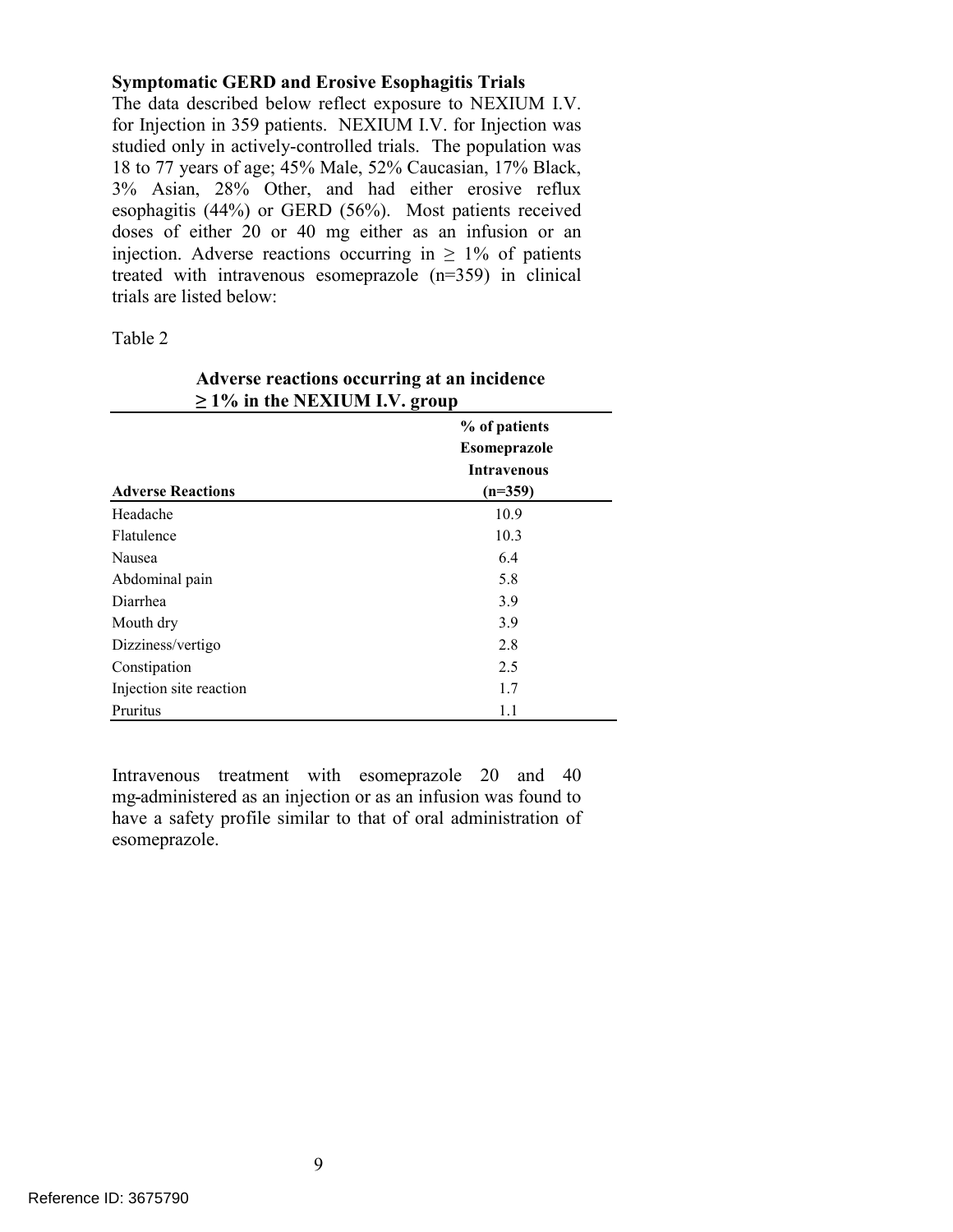**Symptomatic GERD and Erosive Esophagitis Trials**

The data described below reflect exposure to NEXIUM I.V. for Injection in 359 patients. NEXIUM I.V. for Injection was studied only in actively-controlled trials. The population was 18 to 77 years of age; 45% Male, 52% Caucasian, 17% Black, 3% Asian, 28% Other, and had either erosive reflux esophagitis (44%) or GERD (56%). Most patients received doses of either 20 or 40 mg either as an infusion or an injection. Adverse reactions occurring in ≥ 1% of patients treated with intravenous esomeprazole (n=359) in clinical trials are listed below:

Table 2

**Adverse reactions occurring at an incidence ≥ 1% in the NEXIUM I.V. group**

| **Adverse Reactions** | **% of patients Esomeprazole Intravenous (n=359)** |
|---|---|
| Headache | 10.9 |
| Flatulence | 10.3 |
| Nausea | 6.4 |
| Abdominal pain | 5.8 |
| Diarrhea | 3.9 |
| Mouth dry | 3.9 |
| Dizziness/vertigo | 2.8 |
| Constipation | 2.5 |
| Injection site reaction | 1.7 |
| Pruritus | 1.1 |

Intravenous treatment with esomeprazole 20 and 40 mg-administered as an injection or as an infusion was found to have a safety profile similar to that of oral administration of esomeprazole.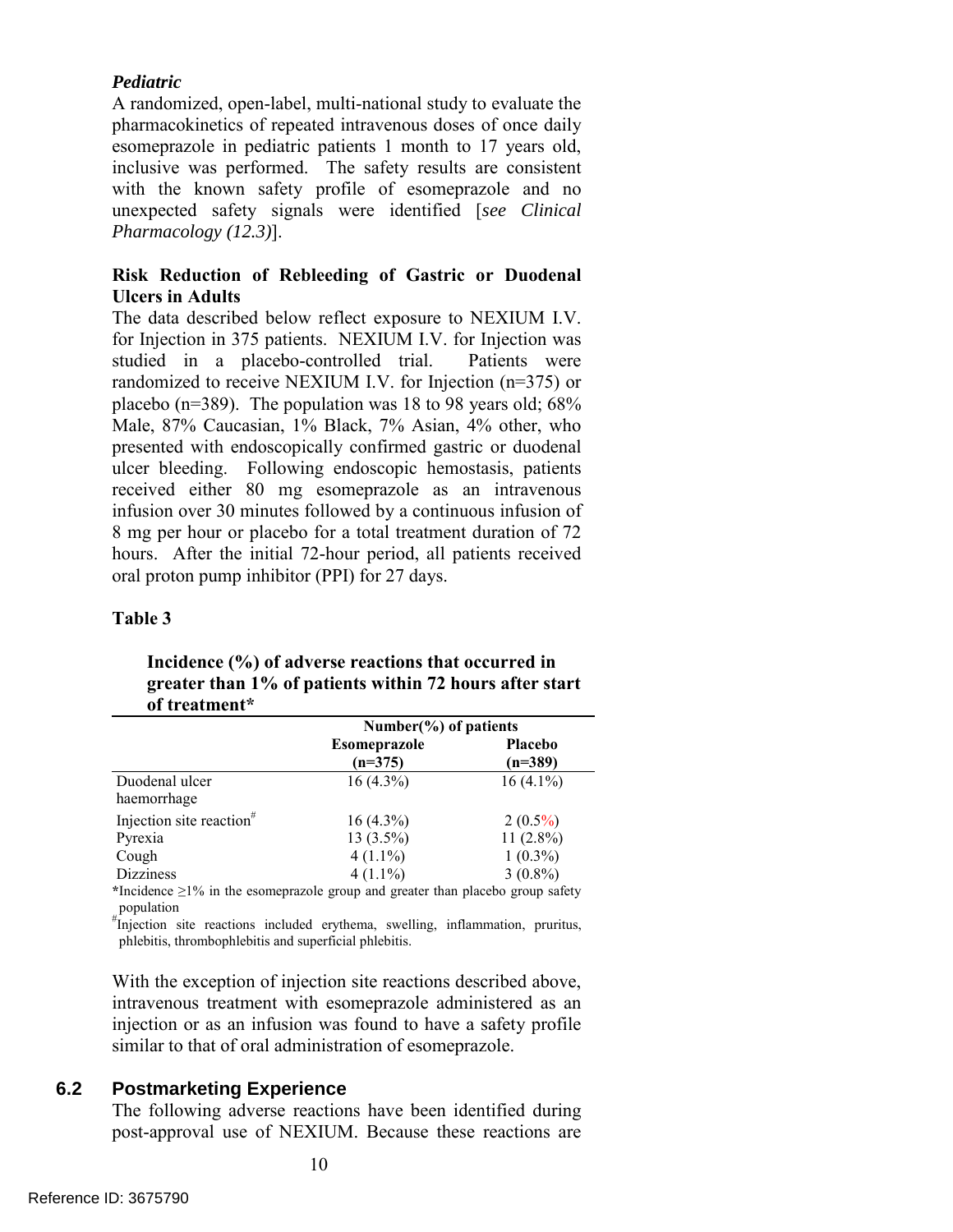***Pediatric***

A randomized, open-label, multi-national study to evaluate the pharmacokinetics of repeated intravenous doses of once daily esomeprazole in pediatric patients 1 month to 17 years old, inclusive was performed. The safety results are consistent with the known safety profile of esomeprazole and no unexpected safety signals were identified [*see Clinical Pharmacology (12.3)*].

**Risk Reduction of Rebleeding of Gastric or Duodenal Ulcers in Adults**

The data described below reflect exposure to NEXIUM I.V. for Injection in 375 patients. NEXIUM I.V. for Injection was studied in a placebo-controlled trial. Patients were randomized to receive NEXIUM I.V. for Injection (n=375) or placebo (n=389). The population was 18 to 98 years old; 68% Male, 87% Caucasian, 1% Black, 7% Asian, 4% other, who presented with endoscopically confirmed gastric or duodenal ulcer bleeding. Following endoscopic hemostasis, patients received either 80 mg esomeprazole as an intravenous infusion over 30 minutes followed by a continuous infusion of 8 mg per hour or placebo for a total treatment duration of 72 hours. After the initial 72-hour period, all patients received oral proton pump inhibitor (PPI) for 27 days.

**Table 3**

**Incidence (%) of adverse reactions that occurred in greater than 1% of patients within 72 hours after start of treatment***

| | Number(%) of patients | |
|---|---|---|
| | **Esomeprazole (n=375)** | **Placebo (n=389)** |
| Duodenal ulcer haemorrhage | 16 (4.3%) | 16 (4.1%) |
| Injection site reaction[#] | 16 (4.3%) | 2 (0.5%) |
| Pyrexia | 13 (3.5%) | 11 (2.8%) |
| Cough | 4 (1.1%) | 1 (0.3%) |
| Dizziness | 4 (1.1%) | 3 (0.8%) |

*Incidence ≥1% in the esomeprazole group and greater than placebo group safety population

[#]Injection site reactions included erythema, swelling, inflammation, pruritus, phlebitis, thrombophlebitis and superficial phlebitis.

With the exception of injection site reactions described above, intravenous treatment with esomeprazole administered as an injection or as an infusion was found to have a safety profile similar to that of oral administration of esomeprazole.

## 6.2 Postmarketing Experience

The following adverse reactions have been identified during post-approval use of NEXIUM. Because these reactions are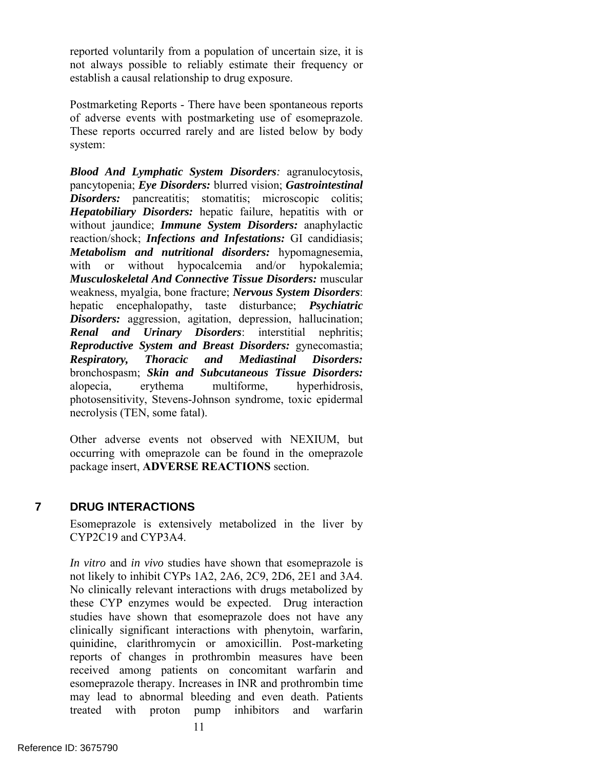reported voluntarily from a population of uncertain size, it is not always possible to reliably estimate their frequency or establish a causal relationship to drug exposure.

Postmarketing Reports - There have been spontaneous reports of adverse events with postmarketing use of esomeprazole. These reports occurred rarely and are listed below by body system:

***Blood And Lymphatic System Disorders****:* agranulocytosis, pancytopenia; ***Eye Disorders:*** blurred vision; ***Gastrointestinal Disorders:*** pancreatitis; stomatitis; microscopic colitis; ***Hepatobiliary Disorders:*** hepatic failure, hepatitis with or without jaundice; ***Immune System Disorders:*** anaphylactic reaction/shock; ***Infections and Infestations:*** GI candidiasis; ***Metabolism and nutritional disorders:*** hypomagnesemia, with or without hypocalcemia and/or hypokalemia; ***Musculoskeletal And Connective Tissue Disorders:*** muscular weakness, myalgia, bone fracture; ***Nervous System Disorders***: hepatic encephalopathy, taste disturbance; ***Psychiatric Disorders:*** aggression, agitation, depression, hallucination; ***Renal and Urinary Disorders***: interstitial nephritis; ***Reproductive System and Breast Disorders:*** gynecomastia; ***Respiratory, Thoracic and Mediastinal Disorders:*** bronchospasm; ***Skin and Subcutaneous Tissue Disorders:*** alopecia, erythema multiforme, hyperhidrosis, photosensitivity, Stevens-Johnson syndrome, toxic epidermal necrolysis (TEN, some fatal).

Other adverse events not observed with NEXIUM, but occurring with omeprazole can be found in the omeprazole package insert, **ADVERSE REACTIONS** section.

## 7 DRUG INTERACTIONS

Esomeprazole is extensively metabolized in the liver by CYP2C19 and CYP3A4.

*In vitro* and *in vivo* studies have shown that esomeprazole is not likely to inhibit CYPs 1A2, 2A6, 2C9, 2D6, 2E1 and 3A4. No clinically relevant interactions with drugs metabolized by these CYP enzymes would be expected. Drug interaction studies have shown that esomeprazole does not have any clinically significant interactions with phenytoin, warfarin, quinidine, clarithromycin or amoxicillin. Post-marketing reports of changes in prothrombin measures have been received among patients on concomitant warfarin and esomeprazole therapy. Increases in INR and prothrombin time may lead to abnormal bleeding and even death. Patients treated with proton pump inhibitors and warfarin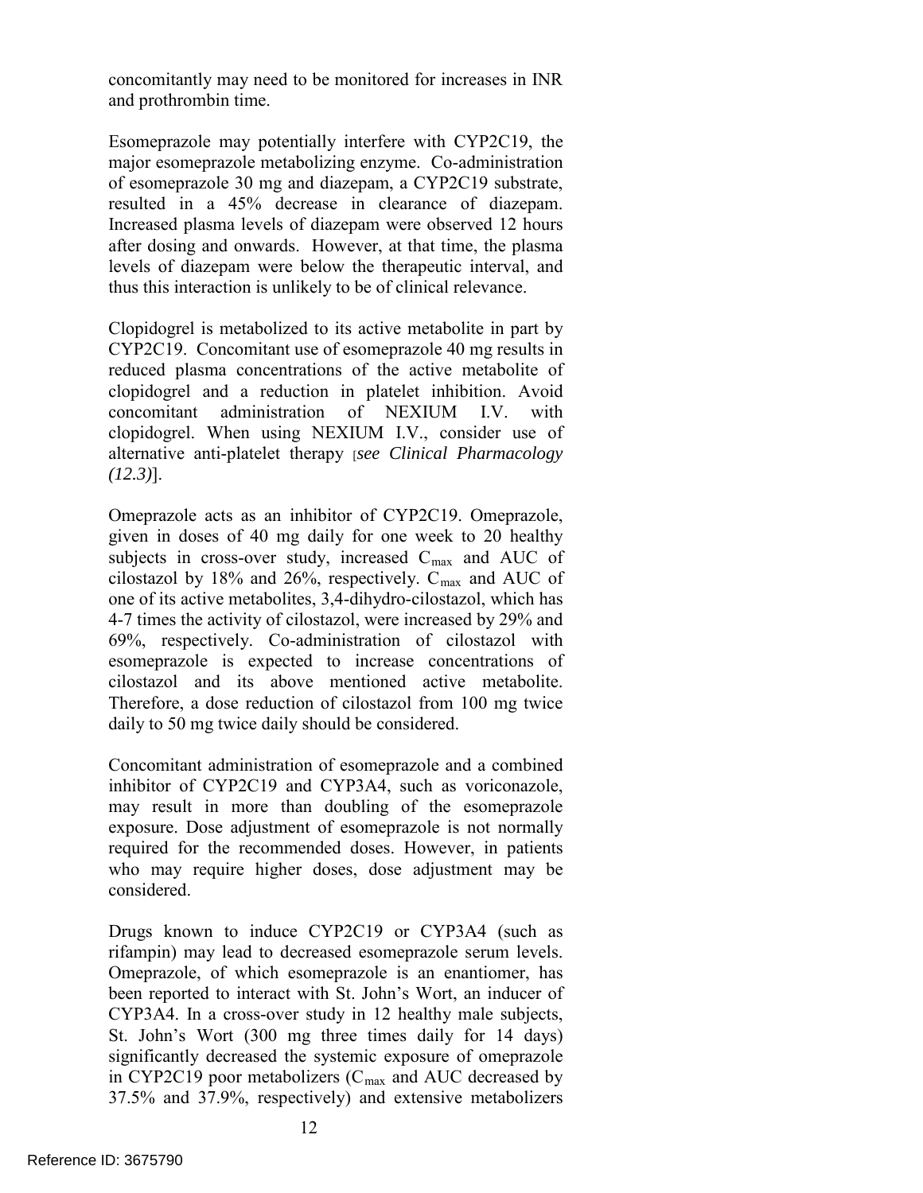concomitantly may need to be monitored for increases in INR and prothrombin time.

Esomeprazole may potentially interfere with CYP2C19, the major esomeprazole metabolizing enzyme. Co-administration of esomeprazole 30 mg and diazepam, a CYP2C19 substrate, resulted in a 45% decrease in clearance of diazepam. Increased plasma levels of diazepam were observed 12 hours after dosing and onwards. However, at that time, the plasma levels of diazepam were below the therapeutic interval, and thus this interaction is unlikely to be of clinical relevance.

Clopidogrel is metabolized to its active metabolite in part by CYP2C19. Concomitant use of esomeprazole 40 mg results in reduced plasma concentrations of the active metabolite of clopidogrel and a reduction in platelet inhibition. Avoid concomitant administration of NEXIUM I.V. with clopidogrel. When using NEXIUM I.V., consider use of alternative anti-platelet therapy [*see Clinical Pharmacology (12.3)*].

Omeprazole acts as an inhibitor of CYP2C19. Omeprazole, given in doses of 40 mg daily for one week to 20 healthy subjects in cross-over study, increased $C_{max}$ and AUC of cilostazol by 18% and 26%, respectively. $C_{max}$ and AUC of one of its active metabolites, 3,4-dihydro-cilostazol, which has 4-7 times the activity of cilostazol, were increased by 29% and 69%, respectively. Co-administration of cilostazol with esomeprazole is expected to increase concentrations of cilostazol and its above mentioned active metabolite. Therefore, a dose reduction of cilostazol from 100 mg twice daily to 50 mg twice daily should be considered.

Concomitant administration of esomeprazole and a combined inhibitor of CYP2C19 and CYP3A4, such as voriconazole, may result in more than doubling of the esomeprazole exposure. Dose adjustment of esomeprazole is not normally required for the recommended doses. However, in patients who may require higher doses, dose adjustment may be considered.

Drugs known to induce CYP2C19 or CYP3A4 (such as rifampin) may lead to decreased esomeprazole serum levels. Omeprazole, of which esomeprazole is an enantiomer, has been reported to interact with St. John's Wort, an inducer of CYP3A4. In a cross-over study in 12 healthy male subjects, St. John's Wort (300 mg three times daily for 14 days) significantly decreased the systemic exposure of omeprazole in CYP2C19 poor metabolizers ($C_{max}$ and AUC decreased by 37.5% and 37.9%, respectively) and extensive metabolizers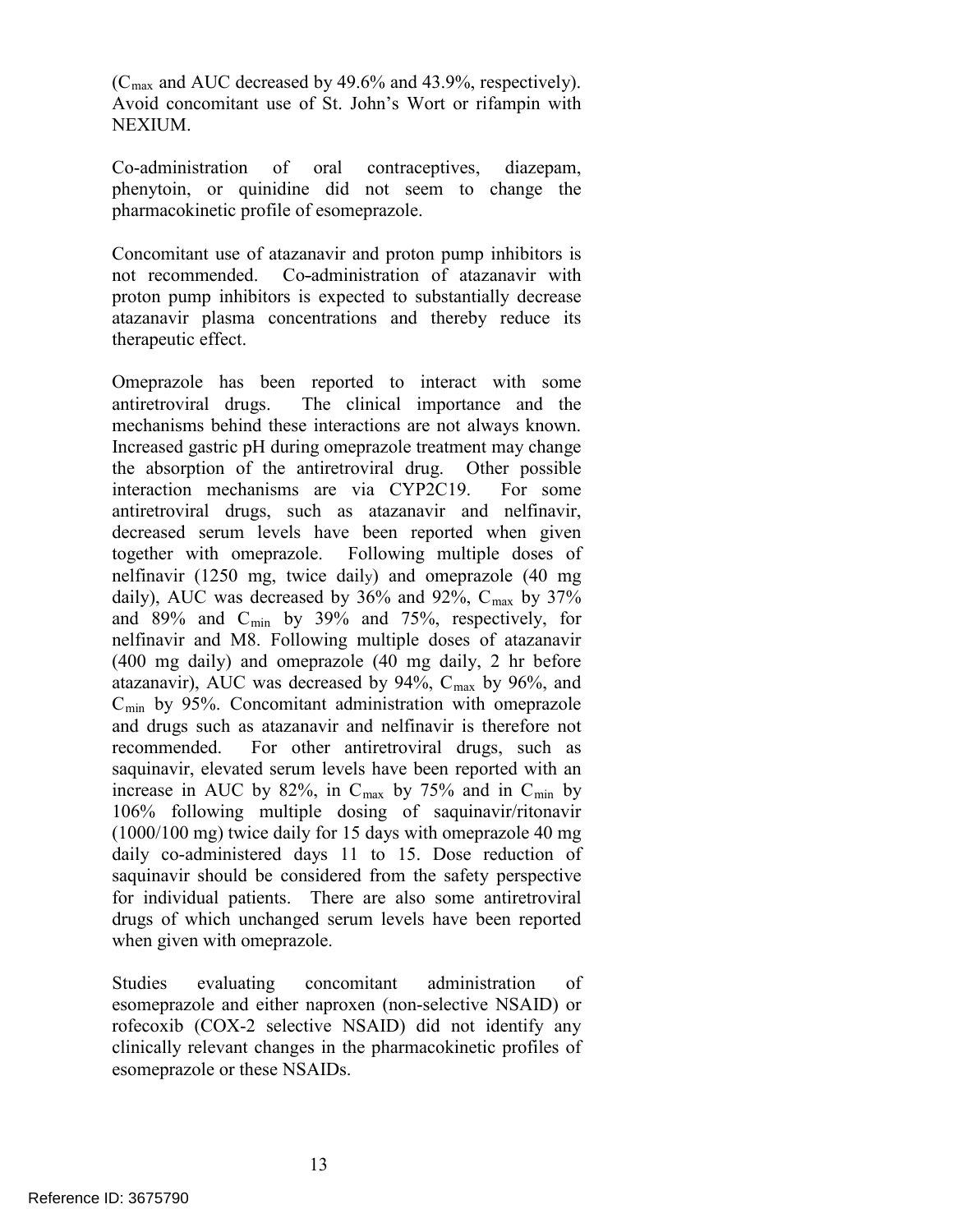($C_{max}$ and AUC decreased by 49.6% and 43.9%, respectively). Avoid concomitant use of St. John's Wort or rifampin with NEXIUM.

Co-administration of oral contraceptives, diazepam, phenytoin, or quinidine did not seem to change the pharmacokinetic profile of esomeprazole.

Concomitant use of atazanavir and proton pump inhibitors is not recommended. Co-administration of atazanavir with proton pump inhibitors is expected to substantially decrease atazanavir plasma concentrations and thereby reduce its therapeutic effect.

Omeprazole has been reported to interact with some antiretroviral drugs. The clinical importance and the mechanisms behind these interactions are not always known. Increased gastric pH during omeprazole treatment may change the absorption of the antiretroviral drug. Other possible interaction mechanisms are via CYP2C19. For some antiretroviral drugs, such as atazanavir and nelfinavir, decreased serum levels have been reported when given together with omeprazole. Following multiple doses of nelfinavir (1250 mg, twice daily) and omeprazole (40 mg daily), AUC was decreased by 36% and 92%, $C_{max}$ by 37% and 89% and $C_{min}$ by 39% and 75%, respectively, for nelfinavir and M8. Following multiple doses of atazanavir (400 mg daily) and omeprazole (40 mg daily, 2 hr before atazanavir), AUC was decreased by 94%, $C_{max}$ by 96%, and $C_{min}$ by 95%. Concomitant administration with omeprazole and drugs such as atazanavir and nelfinavir is therefore not recommended. For other antiretroviral drugs, such as saquinavir, elevated serum levels have been reported with an increase in AUC by 82%, in $C_{max}$ by 75% and in $C_{min}$ by 106% following multiple dosing of saquinavir/ritonavir (1000/100 mg) twice daily for 15 days with omeprazole 40 mg daily co-administered days 11 to 15. Dose reduction of saquinavir should be considered from the safety perspective for individual patients. There are also some antiretroviral drugs of which unchanged serum levels have been reported when given with omeprazole.

Studies evaluating concomitant administration of esomeprazole and either naproxen (non-selective NSAID) or rofecoxib (COX-2 selective NSAID) did not identify any clinically relevant changes in the pharmacokinetic profiles of esomeprazole or these NSAIDs.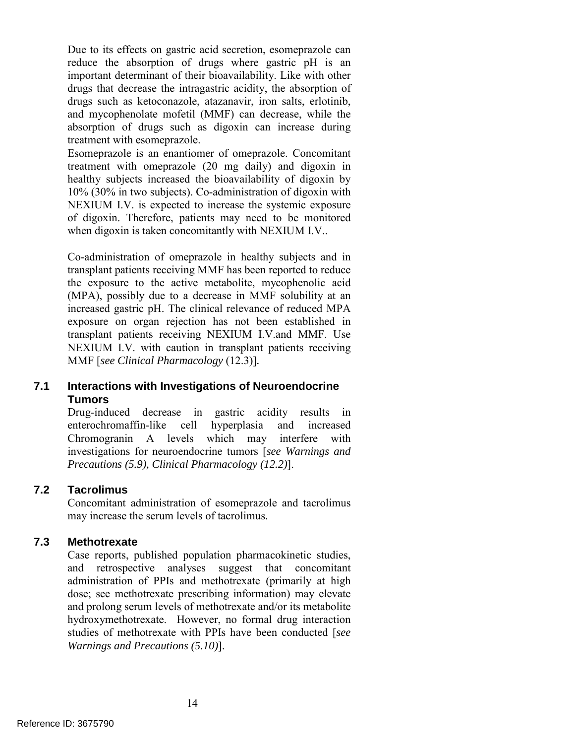Due to its effects on gastric acid secretion, esomeprazole can reduce the absorption of drugs where gastric pH is an important determinant of their bioavailability. Like with other drugs that decrease the intragastric acidity, the absorption of drugs such as ketoconazole, atazanavir, iron salts, erlotinib, and mycophenolate mofetil (MMF) can decrease, while the absorption of drugs such as digoxin can increase during treatment with esomeprazole.

Esomeprazole is an enantiomer of omeprazole. Concomitant treatment with omeprazole (20 mg daily) and digoxin in healthy subjects increased the bioavailability of digoxin by 10% (30% in two subjects). Co-administration of digoxin with NEXIUM I.V. is expected to increase the systemic exposure of digoxin. Therefore, patients may need to be monitored when digoxin is taken concomitantly with NEXIUM I.V..

Co-administration of omeprazole in healthy subjects and in transplant patients receiving MMF has been reported to reduce the exposure to the active metabolite, mycophenolic acid (MPA), possibly due to a decrease in MMF solubility at an increased gastric pH. The clinical relevance of reduced MPA exposure on organ rejection has not been established in transplant patients receiving NEXIUM I.V.and MMF. Use NEXIUM I.V. with caution in transplant patients receiving MMF [*see Clinical Pharmacology* (12.3)].

## 7.1 Interactions with Investigations of Neuroendocrine Tumors

Drug-induced decrease in gastric acidity results in enterochromaffin-like cell hyperplasia and increased Chromogranin A levels which may interfere with investigations for neuroendocrine tumors [*see Warnings and Precautions (5.9), Clinical Pharmacology (12.2)*].

## 7.2 Tacrolimus

Concomitant administration of esomeprazole and tacrolimus may increase the serum levels of tacrolimus.

## 7.3 Methotrexate

Case reports, published population pharmacokinetic studies, and retrospective analyses suggest that concomitant administration of PPIs and methotrexate (primarily at high dose; see methotrexate prescribing information) may elevate and prolong serum levels of methotrexate and/or its metabolite hydroxymethotrexate. However, no formal drug interaction studies of methotrexate with PPIs have been conducted [*see Warnings and Precautions (5.10)*].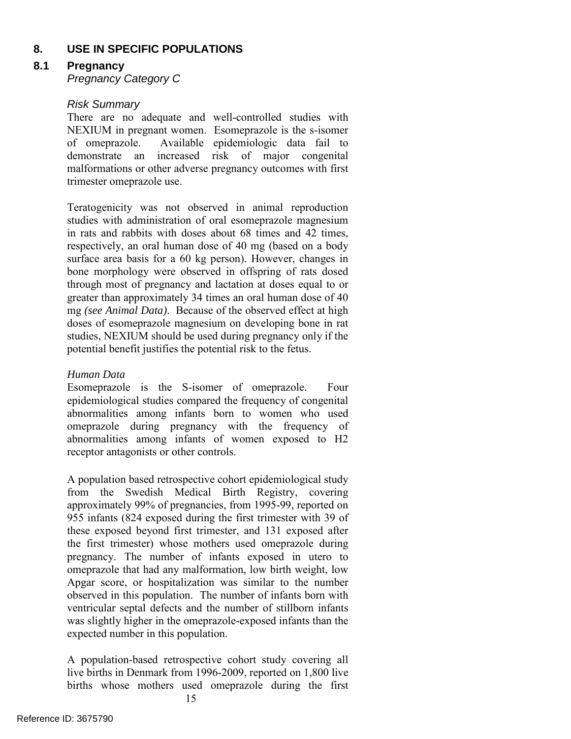# 8. USE IN SPECIFIC POPULATIONS

## 8.1 Pregnancy

*Pregnancy Category C*

*Risk Summary*

There are no adequate and well-controlled studies with NEXIUM in pregnant women. Esomeprazole is the s-isomer of omeprazole. Available epidemiologic data fail to demonstrate an increased risk of major congenital malformations or other adverse pregnancy outcomes with first trimester omeprazole use.

Teratogenicity was not observed in animal reproduction studies with administration of oral esomeprazole magnesium in rats and rabbits with doses about 68 times and 42 times, respectively, an oral human dose of 40 mg (based on a body surface area basis for a 60 kg person). However, changes in bone morphology were observed in offspring of rats dosed through most of pregnancy and lactation at doses equal to or greater than approximately 34 times an oral human dose of 40 mg *(see Animal Data)*. Because of the observed effect at high doses of esomeprazole magnesium on developing bone in rat studies, NEXIUM should be used during pregnancy only if the potential benefit justifies the potential risk to the fetus.

*Human Data*

Esomeprazole is the S-isomer of omeprazole. Four epidemiological studies compared the frequency of congenital abnormalities among infants born to women who used omeprazole during pregnancy with the frequency of abnormalities among infants of women exposed to H2 receptor antagonists or other controls.

A population based retrospective cohort epidemiological study from the Swedish Medical Birth Registry, covering approximately 99% of pregnancies, from 1995-99, reported on 955 infants (824 exposed during the first trimester with 39 of these exposed beyond first trimester, and 131 exposed after the first trimester) whose mothers used omeprazole during pregnancy. The number of infants exposed in utero to omeprazole that had any malformation, low birth weight, low Apgar score, or hospitalization was similar to the number observed in this population. The number of infants born with ventricular septal defects and the number of stillborn infants was slightly higher in the omeprazole-exposed infants than the expected number in this population.

A population-based retrospective cohort study covering all live births in Denmark from 1996-2009, reported on 1,800 live births whose mothers used omeprazole during the first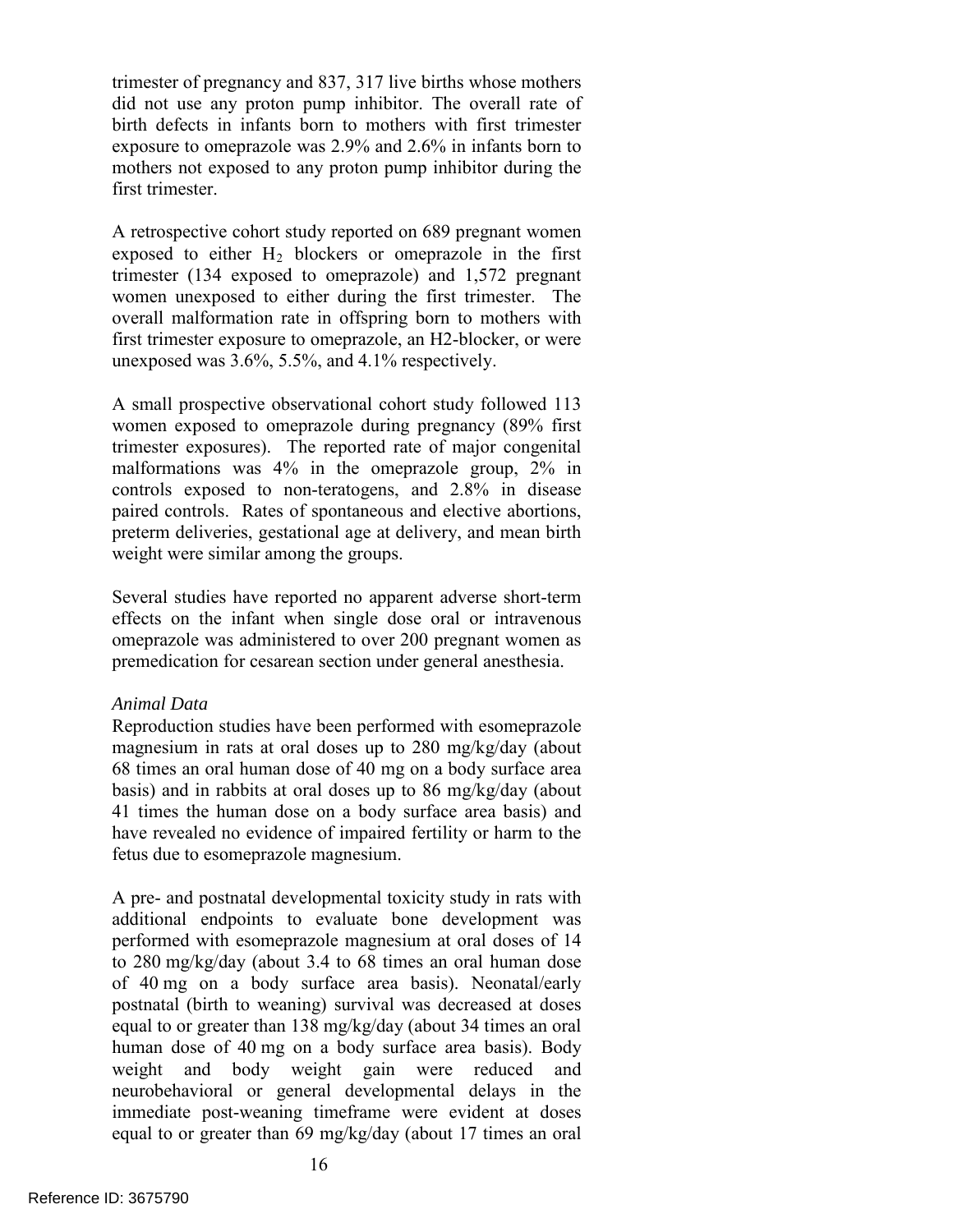trimester of pregnancy and 837, 317 live births whose mothers did not use any proton pump inhibitor. The overall rate of birth defects in infants born to mothers with first trimester exposure to omeprazole was 2.9% and 2.6% in infants born to mothers not exposed to any proton pump inhibitor during the first trimester.

A retrospective cohort study reported on 689 pregnant women exposed to either $H_2$ blockers or omeprazole in the first trimester (134 exposed to omeprazole) and 1,572 pregnant women unexposed to either during the first trimester. The overall malformation rate in offspring born to mothers with first trimester exposure to omeprazole, an H2-blocker, or were unexposed was 3.6%, 5.5%, and 4.1% respectively.

A small prospective observational cohort study followed 113 women exposed to omeprazole during pregnancy (89% first trimester exposures). The reported rate of major congenital malformations was 4% in the omeprazole group, 2% in controls exposed to non-teratogens, and 2.8% in disease paired controls. Rates of spontaneous and elective abortions, preterm deliveries, gestational age at delivery, and mean birth weight were similar among the groups.

Several studies have reported no apparent adverse short-term effects on the infant when single dose oral or intravenous omeprazole was administered to over 200 pregnant women as premedication for cesarean section under general anesthesia.

*Animal Data*

Reproduction studies have been performed with esomeprazole magnesium in rats at oral doses up to 280 mg/kg/day (about 68 times an oral human dose of 40 mg on a body surface area basis) and in rabbits at oral doses up to 86 mg/kg/day (about 41 times the human dose on a body surface area basis) and have revealed no evidence of impaired fertility or harm to the fetus due to esomeprazole magnesium.

A pre- and postnatal developmental toxicity study in rats with additional endpoints to evaluate bone development was performed with esomeprazole magnesium at oral doses of 14 to 280 mg/kg/day (about 3.4 to 68 times an oral human dose of 40 mg on a body surface area basis). Neonatal/early postnatal (birth to weaning) survival was decreased at doses equal to or greater than 138 mg/kg/day (about 34 times an oral human dose of 40 mg on a body surface area basis). Body weight and body weight gain were reduced and neurobehavioral or general developmental delays in the immediate post-weaning timeframe were evident at doses equal to or greater than 69 mg/kg/day (about 17 times an oral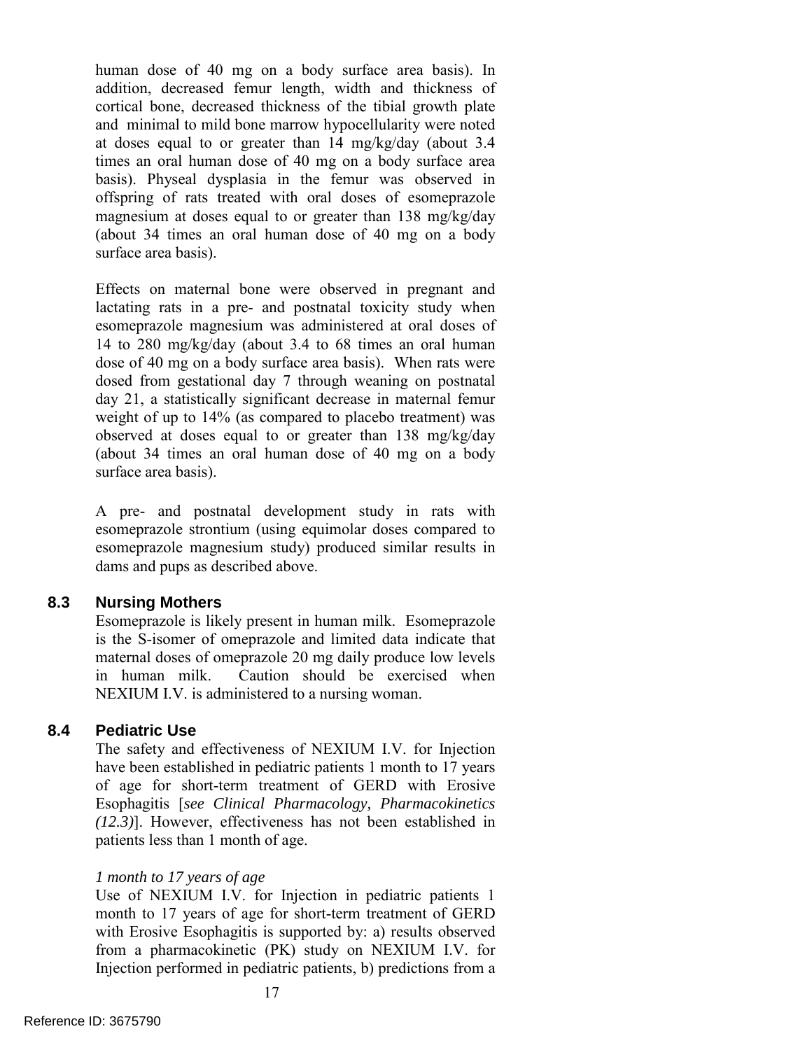human dose of 40 mg on a body surface area basis). In addition, decreased femur length, width and thickness of cortical bone, decreased thickness of the tibial growth plate and minimal to mild bone marrow hypocellularity were noted at doses equal to or greater than 14 mg/kg/day (about 3.4 times an oral human dose of 40 mg on a body surface area basis). Physeal dysplasia in the femur was observed in offspring of rats treated with oral doses of esomeprazole magnesium at doses equal to or greater than 138 mg/kg/day (about 34 times an oral human dose of 40 mg on a body surface area basis).

Effects on maternal bone were observed in pregnant and lactating rats in a pre- and postnatal toxicity study when esomeprazole magnesium was administered at oral doses of 14 to 280 mg/kg/day (about 3.4 to 68 times an oral human dose of 40 mg on a body surface area basis). When rats were dosed from gestational day 7 through weaning on postnatal day 21, a statistically significant decrease in maternal femur weight of up to 14% (as compared to placebo treatment) was observed at doses equal to or greater than 138 mg/kg/day (about 34 times an oral human dose of 40 mg on a body surface area basis).

A pre- and postnatal development study in rats with esomeprazole strontium (using equimolar doses compared to esomeprazole magnesium study) produced similar results in dams and pups as described above.

## 8.3 Nursing Mothers

Esomeprazole is likely present in human milk. Esomeprazole is the S-isomer of omeprazole and limited data indicate that maternal doses of omeprazole 20 mg daily produce low levels in human milk. Caution should be exercised when NEXIUM I.V. is administered to a nursing woman.

## 8.4 Pediatric Use

The safety and effectiveness of NEXIUM I.V. for Injection have been established in pediatric patients 1 month to 17 years of age for short-term treatment of GERD with Erosive Esophagitis [*see Clinical Pharmacology, Pharmacokinetics (12.3)*]. However, effectiveness has not been established in patients less than 1 month of age.

*1 month to 17 years of age*

Use of NEXIUM I.V. for Injection in pediatric patients 1 month to 17 years of age for short-term treatment of GERD with Erosive Esophagitis is supported by: a) results observed from a pharmacokinetic (PK) study on NEXIUM I.V. for Injection performed in pediatric patients, b) predictions from a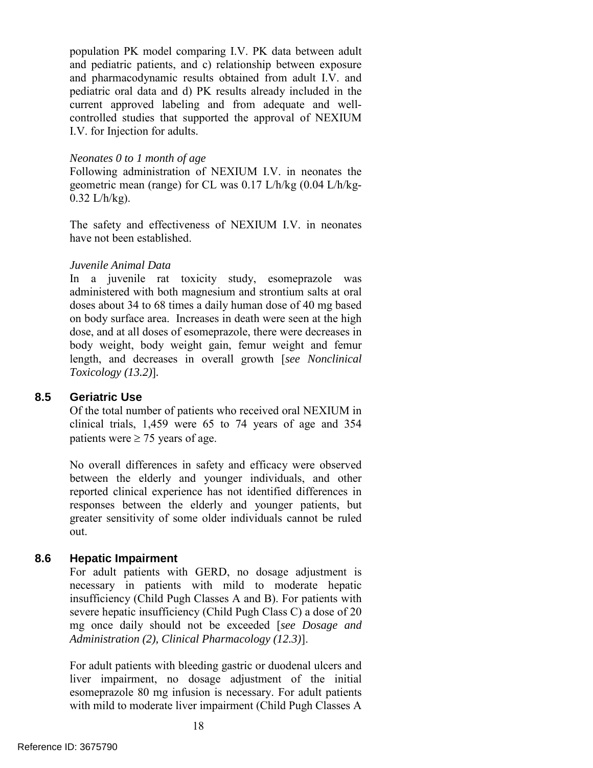population PK model comparing I.V. PK data between adult and pediatric patients, and c) relationship between exposure and pharmacodynamic results obtained from adult I.V. and pediatric oral data and d) PK results already included in the current approved labeling and from adequate and well-controlled studies that supported the approval of NEXIUM I.V. for Injection for adults.

*Neonates 0 to 1 month of age*

Following administration of NEXIUM I.V. in neonates the geometric mean (range) for CL was 0.17 L/h/kg (0.04 L/h/kg-0.32 L/h/kg).

The safety and effectiveness of NEXIUM I.V. in neonates have not been established.

*Juvenile Animal Data*

In a juvenile rat toxicity study, esomeprazole was administered with both magnesium and strontium salts at oral doses about 34 to 68 times a daily human dose of 40 mg based on body surface area. Increases in death were seen at the high dose, and at all doses of esomeprazole, there were decreases in body weight, body weight gain, femur weight and femur length, and decreases in overall growth [*see Nonclinical Toxicology (13.2)*].

## 8.5 Geriatric Use

Of the total number of patients who received oral NEXIUM in clinical trials, 1,459 were 65 to 74 years of age and 354 patients were ≥ 75 years of age.

No overall differences in safety and efficacy were observed between the elderly and younger individuals, and other reported clinical experience has not identified differences in responses between the elderly and younger patients, but greater sensitivity of some older individuals cannot be ruled out.

## 8.6 Hepatic Impairment

For adult patients with GERD, no dosage adjustment is necessary in patients with mild to moderate hepatic insufficiency (Child Pugh Classes A and B). For patients with severe hepatic insufficiency (Child Pugh Class C) a dose of 20 mg once daily should not be exceeded [*see Dosage and Administration (2), Clinical Pharmacology (12.3)*].

For adult patients with bleeding gastric or duodenal ulcers and liver impairment, no dosage adjustment of the initial esomeprazole 80 mg infusion is necessary. For adult patients with mild to moderate liver impairment (Child Pugh Classes A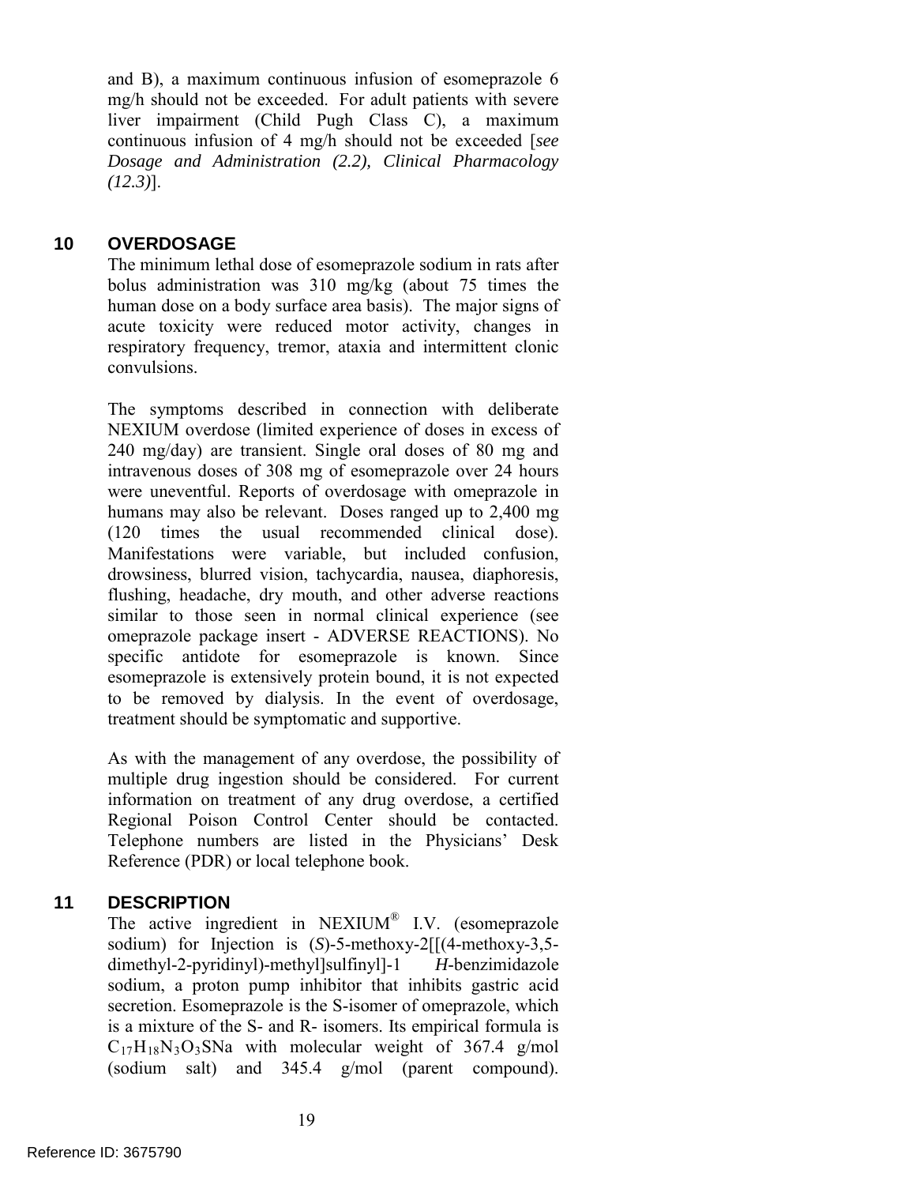and B), a maximum continuous infusion of esomeprazole 6 mg/h should not be exceeded. For adult patients with severe liver impairment (Child Pugh Class C), a maximum continuous infusion of 4 mg/h should not be exceeded [*see Dosage and Administration (2.2), Clinical Pharmacology (12.3)*].

## 10 OVERDOSAGE

The minimum lethal dose of esomeprazole sodium in rats after bolus administration was 310 mg/kg (about 75 times the human dose on a body surface area basis). The major signs of acute toxicity were reduced motor activity, changes in respiratory frequency, tremor, ataxia and intermittent clonic convulsions.

The symptoms described in connection with deliberate NEXIUM overdose (limited experience of doses in excess of 240 mg/day) are transient. Single oral doses of 80 mg and intravenous doses of 308 mg of esomeprazole over 24 hours were uneventful. Reports of overdosage with omeprazole in humans may also be relevant. Doses ranged up to 2,400 mg (120 times the usual recommended clinical dose). Manifestations were variable, but included confusion, drowsiness, blurred vision, tachycardia, nausea, diaphoresis, flushing, headache, dry mouth, and other adverse reactions similar to those seen in normal clinical experience (see omeprazole package insert - ADVERSE REACTIONS). No specific antidote for esomeprazole is known. Since esomeprazole is extensively protein bound, it is not expected to be removed by dialysis. In the event of overdosage, treatment should be symptomatic and supportive.

As with the management of any overdose, the possibility of multiple drug ingestion should be considered. For current information on treatment of any drug overdose, a certified Regional Poison Control Center should be contacted. Telephone numbers are listed in the Physicians' Desk Reference (PDR) or local telephone book.

## 11 DESCRIPTION

The active ingredient in NEXIUM® I.V. (esomeprazole sodium) for Injection is (*S*)-5-methoxy-2[[(4-methoxy-3,5-dimethyl-2-pyridinyl)-methyl]sulfinyl]-1 *H*-benzimidazole sodium, a proton pump inhibitor that inhibits gastric acid secretion. Esomeprazole is the S-isomer of omeprazole, which is a mixture of the S- and R- isomers. Its empirical formula is $C_{17}H_{18}N_3O_3SNa$ with molecular weight of 367.4 g/mol (sodium salt) and 345.4 g/mol (parent compound).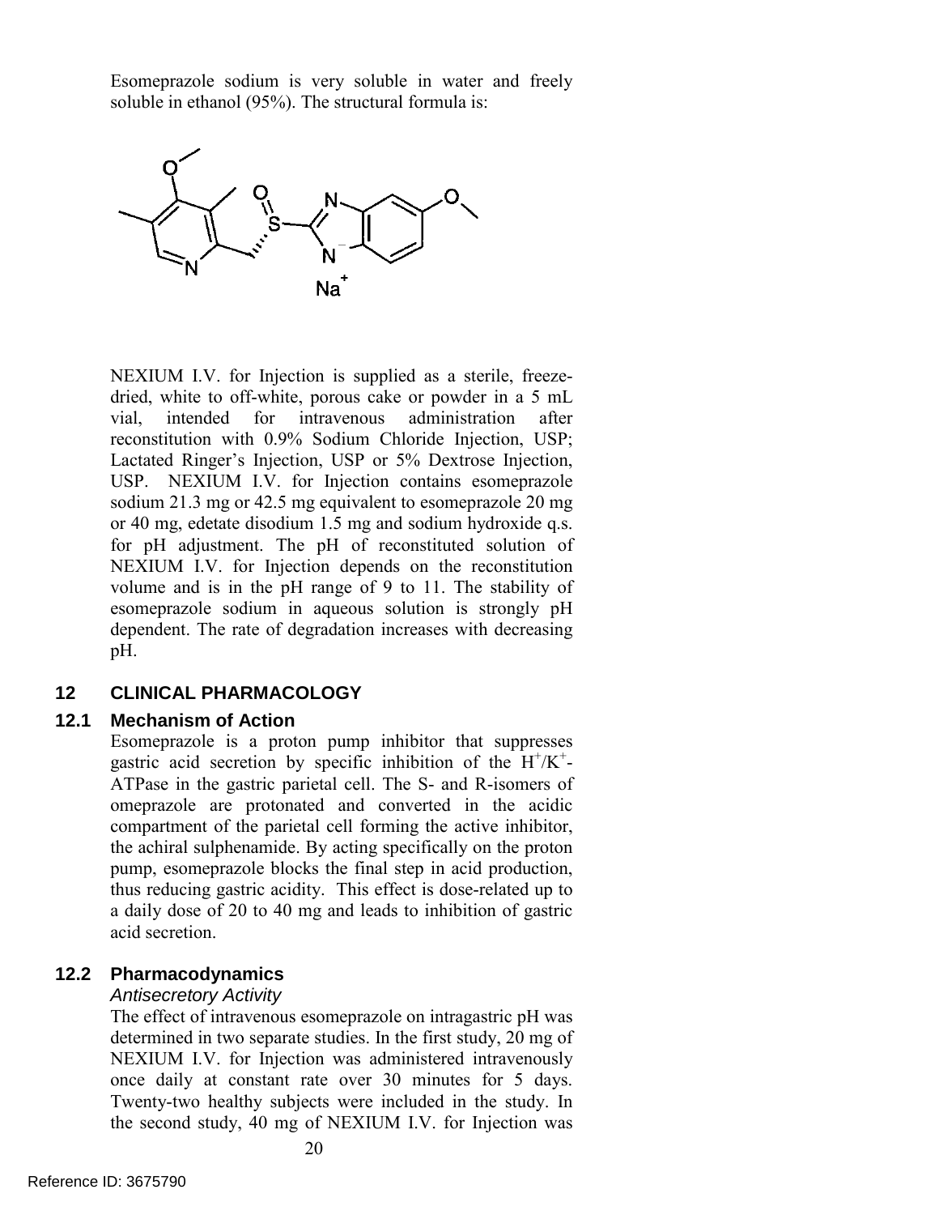Esomeprazole sodium is very soluble in water and freely soluble in ethanol (95%). The structural formula is:

NEXIUM I.V. for Injection is supplied as a sterile, freeze-dried, white to off-white, porous cake or powder in a 5 mL vial, intended for intravenous administration after reconstitution with 0.9% Sodium Chloride Injection, USP; Lactated Ringer's Injection, USP or 5% Dextrose Injection, USP. NEXIUM I.V. for Injection contains esomeprazole sodium 21.3 mg or 42.5 mg equivalent to esomeprazole 20 mg or 40 mg, edetate disodium 1.5 mg and sodium hydroxide q.s. for pH adjustment. The pH of reconstituted solution of NEXIUM I.V. for Injection depends on the reconstitution volume and is in the pH range of 9 to 11. The stability of esomeprazole sodium in aqueous solution is strongly pH dependent. The rate of degradation increases with decreasing pH.

## 12 CLINICAL PHARMACOLOGY

### 12.1 Mechanism of Action

Esomeprazole is a proton pump inhibitor that suppresses gastric acid secretion by specific inhibition of the $H^+/K^+$-ATPase in the gastric parietal cell. The S- and R-isomers of omeprazole are protonated and converted in the acidic compartment of the parietal cell forming the active inhibitor, the achiral sulphenamide. By acting specifically on the proton pump, esomeprazole blocks the final step in acid production, thus reducing gastric acidity. This effect is dose-related up to a daily dose of 20 to 40 mg and leads to inhibition of gastric acid secretion.

### 12.2 Pharmacodynamics

*Antisecretory Activity*

The effect of intravenous esomeprazole on intragastric pH was determined in two separate studies. In the first study, 20 mg of NEXIUM I.V. for Injection was administered intravenously once daily at constant rate over 30 minutes for 5 days. Twenty-two healthy subjects were included in the study. In the second study, 40 mg of NEXIUM I.V. for Injection was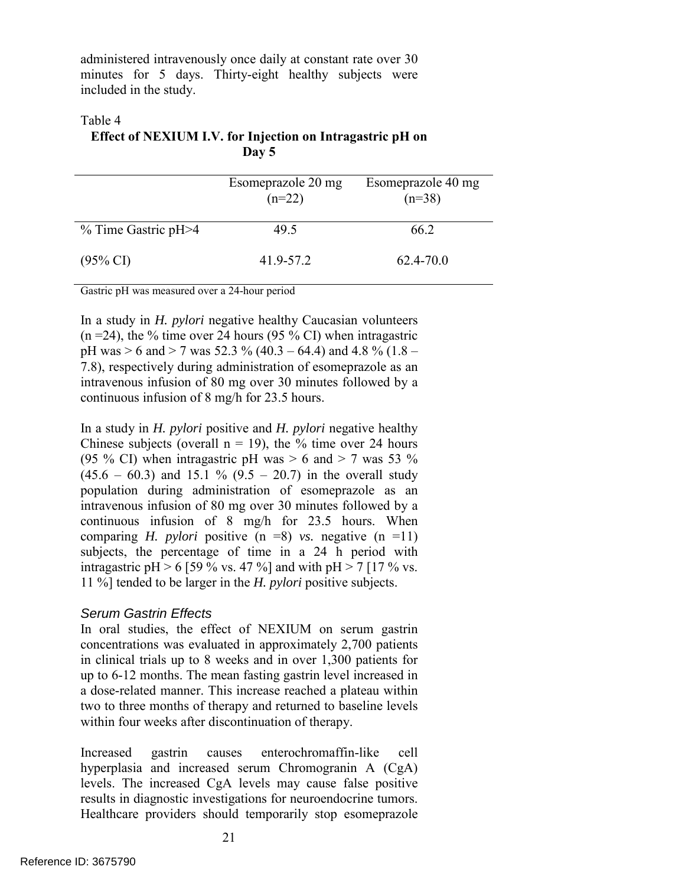administered intravenously once daily at constant rate over 30 minutes for 5 days. Thirty-eight healthy subjects were included in the study.

Table 4
**Effect of NEXIUM I.V. for Injection on Intragastric pH on Day 5**

| | Esomeprazole 20 mg (n=22) | Esomeprazole 40 mg (n=38) |
|---|---|---|
| % Time Gastric pH>4 | 49.5 | 66.2 |
| (95% CI) | 41.9-57.2 | 62.4-70.0 |

Gastric pH was measured over a 24-hour period

In a study in *H. pylori* negative healthy Caucasian volunteers (n =24), the % time over 24 hours (95 % CI) when intragastric pH was > 6 and > 7 was 52.3 % (40.3 – 64.4) and 4.8 % (1.8 – 7.8), respectively during administration of esomeprazole as an intravenous infusion of 80 mg over 30 minutes followed by a continuous infusion of 8 mg/h for 23.5 hours.

In a study in *H. pylori* positive and *H. pylori* negative healthy Chinese subjects (overall n = 19), the % time over 24 hours (95 % CI) when intragastric pH was > 6 and > 7 was 53 % (45.6 – 60.3) and 15.1 % (9.5 – 20.7) in the overall study population during administration of esomeprazole as an intravenous infusion of 80 mg over 30 minutes followed by a continuous infusion of 8 mg/h for 23.5 hours. When comparing *H. pylori* positive (n =8) *vs.* negative (n =11) subjects, the percentage of time in a 24 h period with intragastric pH > 6 [59 % vs. 47 %] and with pH > 7 [17 % vs. 11 %] tended to be larger in the *H. pylori* positive subjects.

### *Serum Gastrin Effects*

In oral studies, the effect of NEXIUM on serum gastrin concentrations was evaluated in approximately 2,700 patients in clinical trials up to 8 weeks and in over 1,300 patients for up to 6-12 months. The mean fasting gastrin level increased in a dose-related manner. This increase reached a plateau within two to three months of therapy and returned to baseline levels within four weeks after discontinuation of therapy.

Increased gastrin causes enterochromaffin-like cell hyperplasia and increased serum Chromogranin A (CgA) levels. The increased CgA levels may cause false positive results in diagnostic investigations for neuroendocrine tumors. Healthcare providers should temporarily stop esomeprazole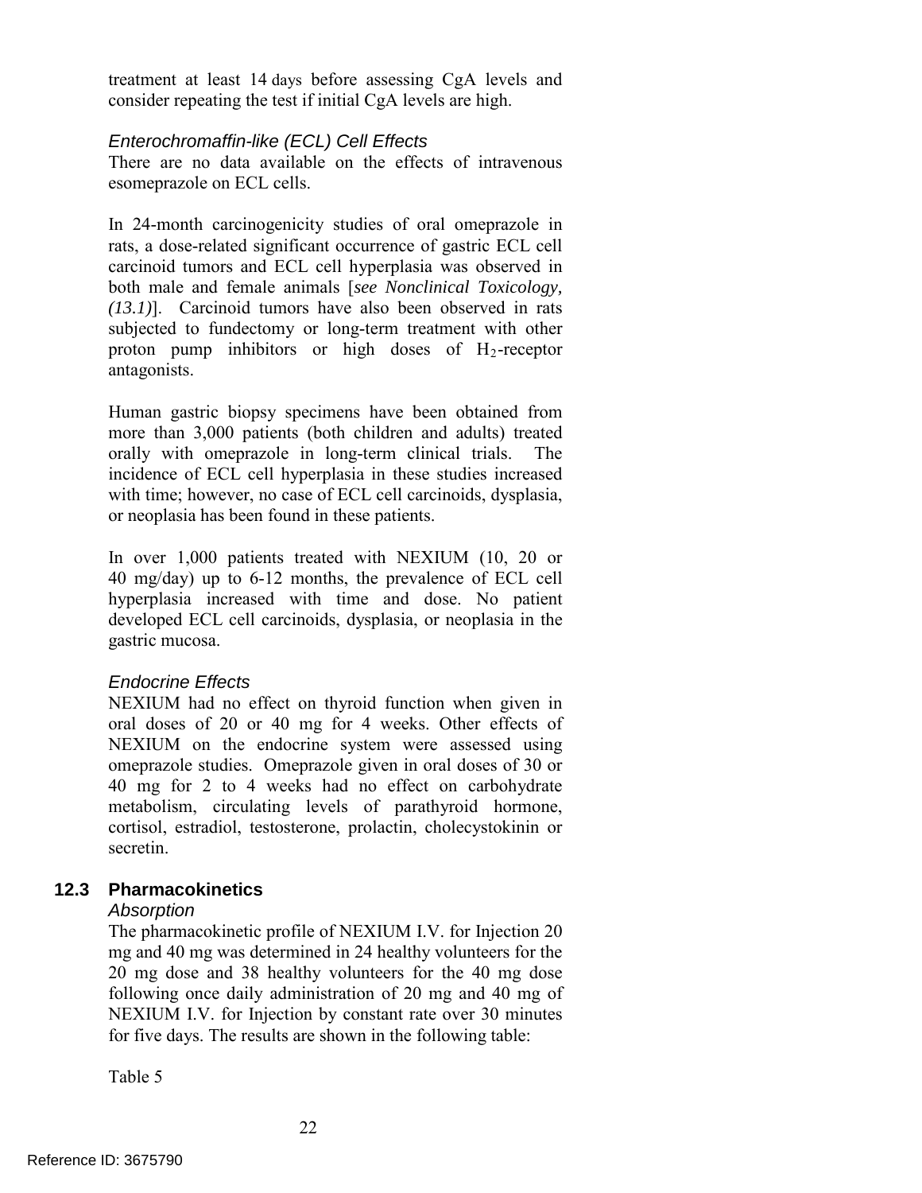treatment at least 14 days before assessing CgA levels and consider repeating the test if initial CgA levels are high.

### *Enterochromaffin-like (ECL) Cell Effects*

There are no data available on the effects of intravenous esomeprazole on ECL cells.

In 24-month carcinogenicity studies of oral omeprazole in rats, a dose-related significant occurrence of gastric ECL cell carcinoid tumors and ECL cell hyperplasia was observed in both male and female animals [*see Nonclinical Toxicology, (13.1)*]. Carcinoid tumors have also been observed in rats subjected to fundectomy or long-term treatment with other proton pump inhibitors or high doses of $H_2$-receptor antagonists.

Human gastric biopsy specimens have been obtained from more than 3,000 patients (both children and adults) treated orally with omeprazole in long-term clinical trials. The incidence of ECL cell hyperplasia in these studies increased with time; however, no case of ECL cell carcinoids, dysplasia, or neoplasia has been found in these patients.

In over 1,000 patients treated with NEXIUM (10, 20 or 40 mg/day) up to 6-12 months, the prevalence of ECL cell hyperplasia increased with time and dose. No patient developed ECL cell carcinoids, dysplasia, or neoplasia in the gastric mucosa.

### *Endocrine Effects*

NEXIUM had no effect on thyroid function when given in oral doses of 20 or 40 mg for 4 weeks. Other effects of NEXIUM on the endocrine system were assessed using omeprazole studies. Omeprazole given in oral doses of 30 or 40 mg for 2 to 4 weeks had no effect on carbohydrate metabolism, circulating levels of parathyroid hormone, cortisol, estradiol, testosterone, prolactin, cholecystokinin or secretin.

## 12.3 Pharmacokinetics

### *Absorption*

The pharmacokinetic profile of NEXIUM I.V. for Injection 20 mg and 40 mg was determined in 24 healthy volunteers for the 20 mg dose and 38 healthy volunteers for the 40 mg dose following once daily administration of 20 mg and 40 mg of NEXIUM I.V. for Injection by constant rate over 30 minutes for five days. The results are shown in the following table:

Table 5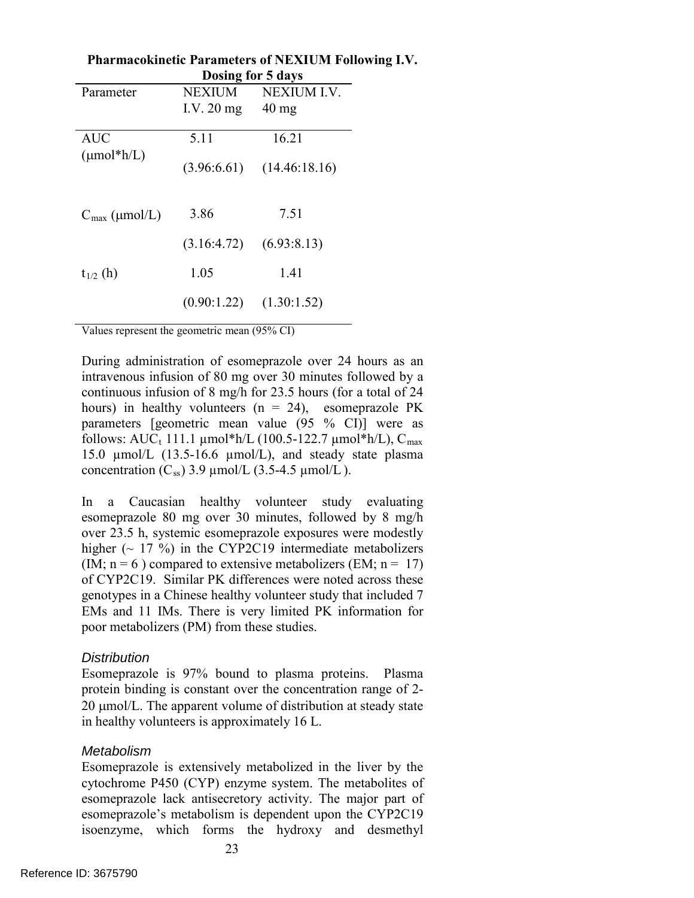**Pharmacokinetic Parameters of NEXIUM Following I.V. Dosing for 5 days**

| Parameter | NEXIUM I.V. 20 mg | NEXIUM I.V. 40 mg |
|---|---|---|
| AUC (μmol*h/L) | 5.11 (3.96:6.61) | 16.21 (14.46:18.16) |
| $C_{max}$ (μmol/L) | 3.86 (3.16:4.72) | 7.51 (6.93:8.13) |
| $t_{1/2}$ (h) | 1.05 (0.90:1.22) | 1.41 (1.30:1.52) |

Values represent the geometric mean (95% CI)

During administration of esomeprazole over 24 hours as an intravenous infusion of 80 mg over 30 minutes followed by a continuous infusion of 8 mg/h for 23.5 hours (for a total of 24 hours) in healthy volunteers (n = 24), esomeprazole PK parameters [geometric mean value (95 % CI)] were as follows: $AUC_t$ 111.1 µmol*h/L (100.5-122.7 µmol*h/L), $C_{max}$ 15.0 µmol/L (13.5-16.6 µmol/L), and steady state plasma concentration ($C_{ss}$) 3.9 µmol/L (3.5-4.5 µmol/L ).

In a Caucasian healthy volunteer study evaluating esomeprazole 80 mg over 30 minutes, followed by 8 mg/h over 23.5 h, systemic esomeprazole exposures were modestly higher (~ 17 %) in the CYP2C19 intermediate metabolizers (IM; n = 6 ) compared to extensive metabolizers (EM; n = 17) of CYP2C19. Similar PK differences were noted across these genotypes in a Chinese healthy volunteer study that included 7 EMs and 11 IMs. There is very limited PK information for poor metabolizers (PM) from these studies.

*Distribution*

Esomeprazole is 97% bound to plasma proteins. Plasma protein binding is constant over the concentration range of 2-20 µmol/L. The apparent volume of distribution at steady state in healthy volunteers is approximately 16 L.

*Metabolism*

Esomeprazole is extensively metabolized in the liver by the cytochrome P450 (CYP) enzyme system. The metabolites of esomeprazole lack antisecretory activity. The major part of esomeprazole's metabolism is dependent upon the CYP2C19 isoenzyme, which forms the hydroxy and desmethyl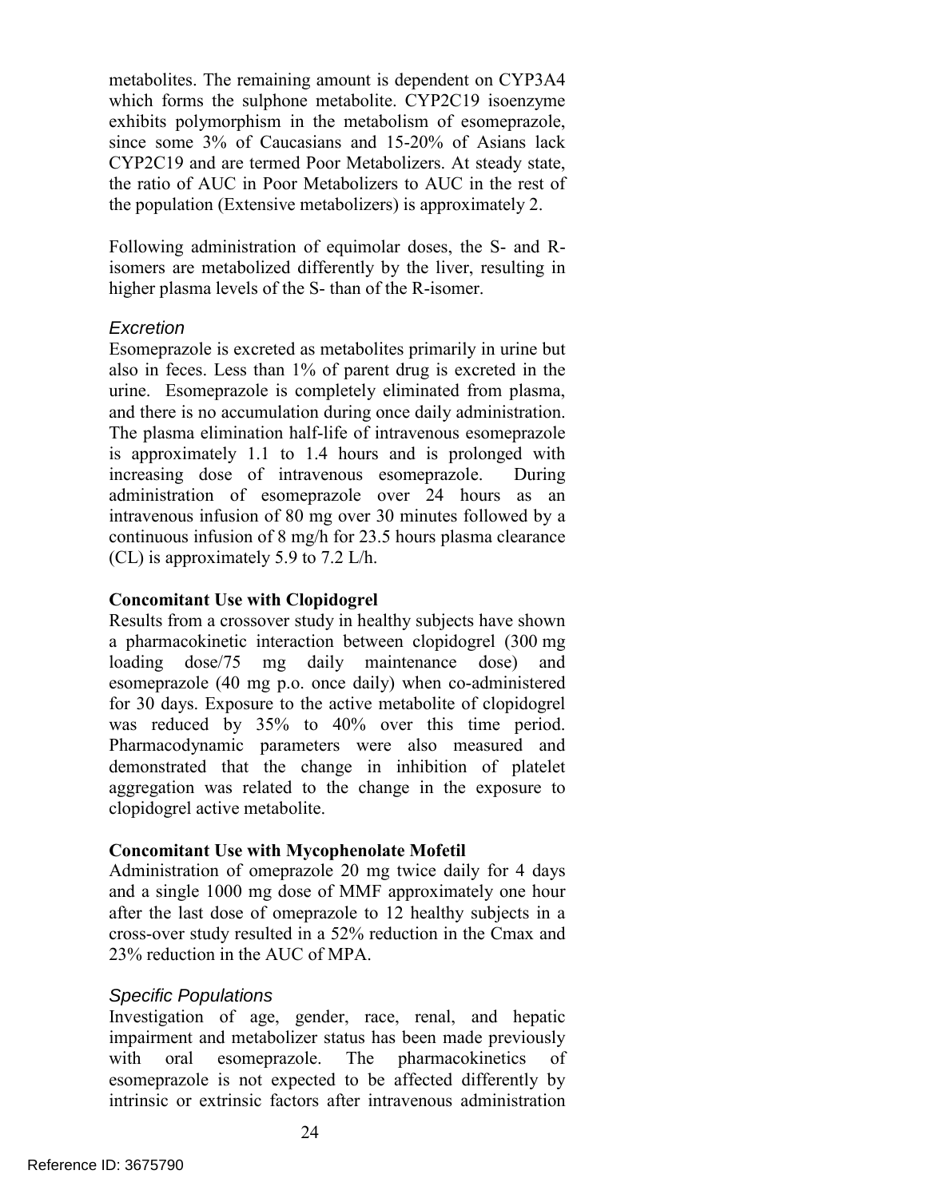metabolites. The remaining amount is dependent on CYP3A4 which forms the sulphone metabolite. CYP2C19 isoenzyme exhibits polymorphism in the metabolism of esomeprazole, since some 3% of Caucasians and 15-20% of Asians lack CYP2C19 and are termed Poor Metabolizers. At steady state, the ratio of AUC in Poor Metabolizers to AUC in the rest of the population (Extensive metabolizers) is approximately 2.

Following administration of equimolar doses, the S- and R-isomers are metabolized differently by the liver, resulting in higher plasma levels of the S- than of the R-isomer.

### *Excretion*

Esomeprazole is excreted as metabolites primarily in urine but also in feces. Less than 1% of parent drug is excreted in the urine. Esomeprazole is completely eliminated from plasma, and there is no accumulation during once daily administration. The plasma elimination half-life of intravenous esomeprazole is approximately 1.1 to 1.4 hours and is prolonged with increasing dose of intravenous esomeprazole. During administration of esomeprazole over 24 hours as an intravenous infusion of 80 mg over 30 minutes followed by a continuous infusion of 8 mg/h for 23.5 hours plasma clearance (CL) is approximately 5.9 to 7.2 L/h.

### **Concomitant Use with Clopidogrel**

Results from a crossover study in healthy subjects have shown a pharmacokinetic interaction between clopidogrel (300 mg loading dose/75 mg daily maintenance dose) and esomeprazole (40 mg p.o. once daily) when co-administered for 30 days. Exposure to the active metabolite of clopidogrel was reduced by 35% to 40% over this time period. Pharmacodynamic parameters were also measured and demonstrated that the change in inhibition of platelet aggregation was related to the change in the exposure to clopidogrel active metabolite.

### **Concomitant Use with Mycophenolate Mofetil**

Administration of omeprazole 20 mg twice daily for 4 days and a single 1000 mg dose of MMF approximately one hour after the last dose of omeprazole to 12 healthy subjects in a cross-over study resulted in a 52% reduction in the Cmax and 23% reduction in the AUC of MPA.

### *Specific Populations*

Investigation of age, gender, race, renal, and hepatic impairment and metabolizer status has been made previously with oral esomeprazole. The pharmacokinetics of esomeprazole is not expected to be affected differently by intrinsic or extrinsic factors after intravenous administration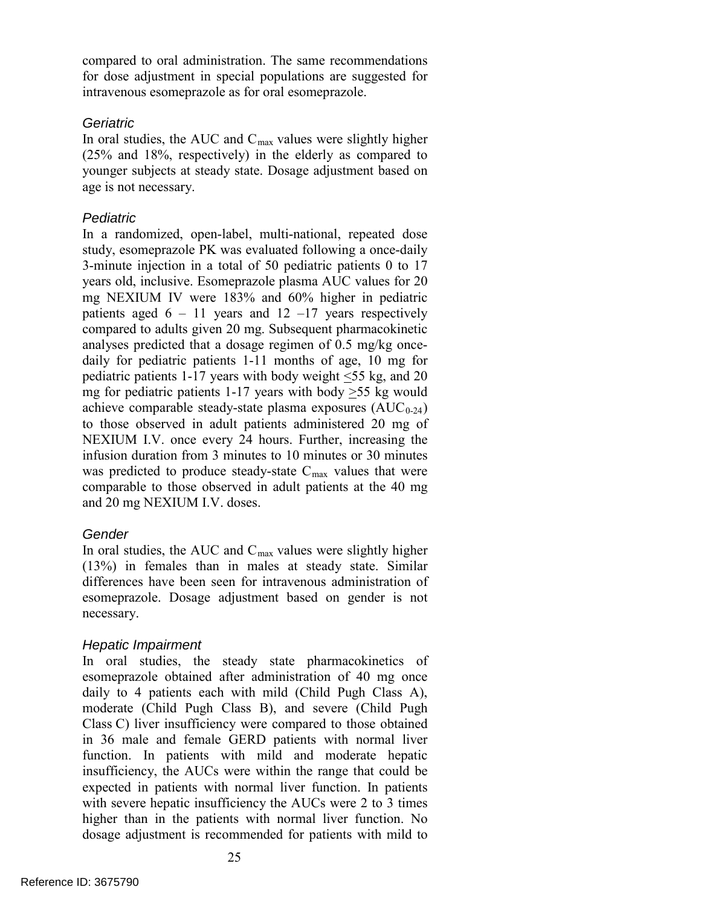compared to oral administration. The same recommendations for dose adjustment in special populations are suggested for intravenous esomeprazole as for oral esomeprazole.

*Geriatric*

In oral studies, the AUC and $C_{max}$ values were slightly higher (25% and 18%, respectively) in the elderly as compared to younger subjects at steady state. Dosage adjustment based on age is not necessary.

*Pediatric*

In a randomized, open-label, multi-national, repeated dose study, esomeprazole PK was evaluated following a once-daily 3-minute injection in a total of 50 pediatric patients 0 to 17 years old, inclusive. Esomeprazole plasma AUC values for 20 mg NEXIUM IV were 183% and 60% higher in pediatric patients aged 6 – 11 years and 12 –17 years respectively compared to adults given 20 mg. Subsequent pharmacokinetic analyses predicted that a dosage regimen of 0.5 mg/kg once-daily for pediatric patients 1-11 months of age, 10 mg for pediatric patients 1-17 years with body weight ≤55 kg, and 20 mg for pediatric patients 1-17 years with body ≥55 kg would achieve comparable steady-state plasma exposures ($AUC_{0-24}$) to those observed in adult patients administered 20 mg of NEXIUM I.V. once every 24 hours. Further, increasing the infusion duration from 3 minutes to 10 minutes or 30 minutes was predicted to produce steady-state $C_{max}$ values that were comparable to those observed in adult patients at the 40 mg and 20 mg NEXIUM I.V. doses.

*Gender*

In oral studies, the AUC and $C_{max}$ values were slightly higher (13%) in females than in males at steady state. Similar differences have been seen for intravenous administration of esomeprazole. Dosage adjustment based on gender is not necessary.

*Hepatic Impairment*

In oral studies, the steady state pharmacokinetics of esomeprazole obtained after administration of 40 mg once daily to 4 patients each with mild (Child Pugh Class A), moderate (Child Pugh Class B), and severe (Child Pugh Class C) liver insufficiency were compared to those obtained in 36 male and female GERD patients with normal liver function. In patients with mild and moderate hepatic insufficiency, the AUCs were within the range that could be expected in patients with normal liver function. In patients with severe hepatic insufficiency the AUCs were 2 to 3 times higher than in the patients with normal liver function. No dosage adjustment is recommended for patients with mild to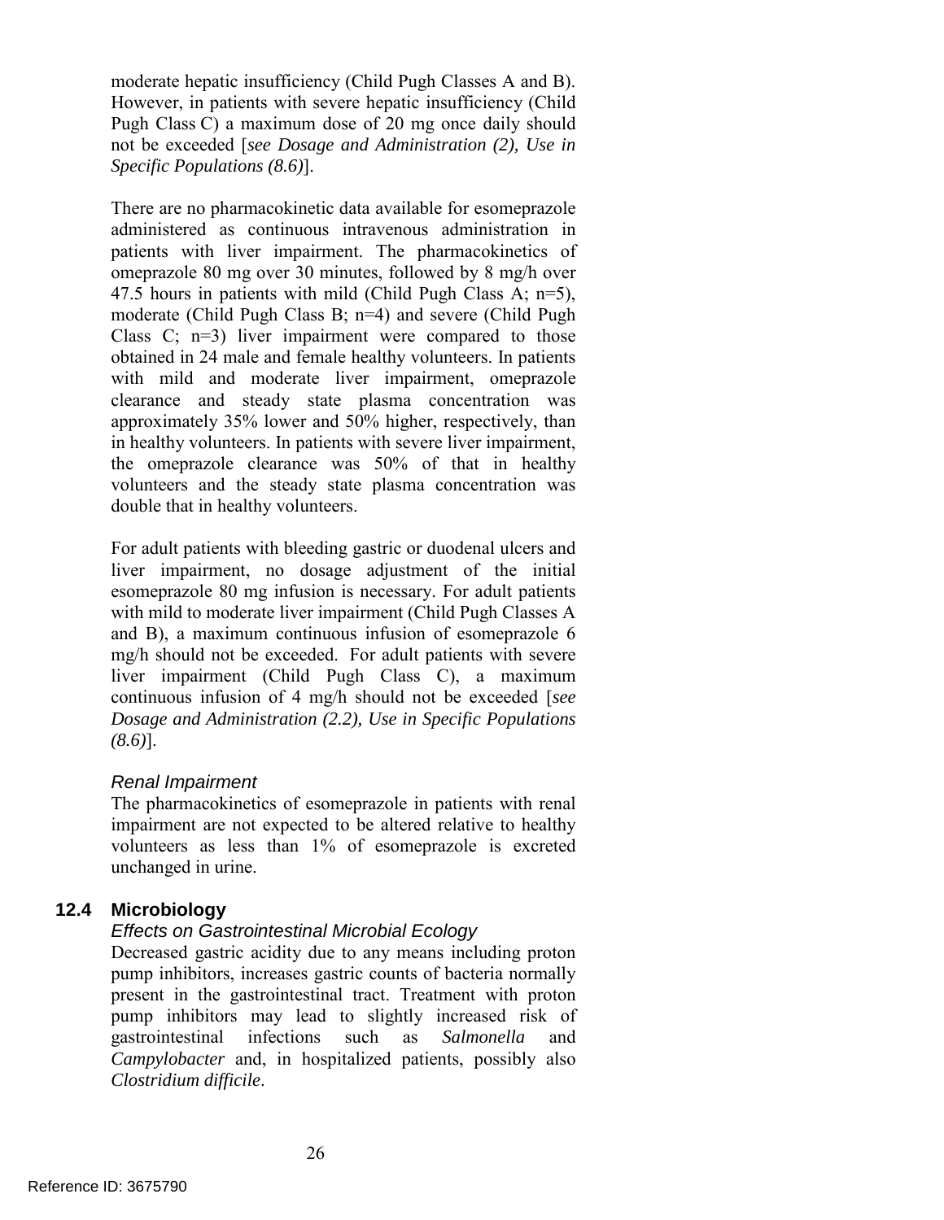moderate hepatic insufficiency (Child Pugh Classes A and B). However, in patients with severe hepatic insufficiency (Child Pugh Class C) a maximum dose of 20 mg once daily should not be exceeded [*see Dosage and Administration (2), Use in Specific Populations (8.6)*].

There are no pharmacokinetic data available for esomeprazole administered as continuous intravenous administration in patients with liver impairment. The pharmacokinetics of omeprazole 80 mg over 30 minutes, followed by 8 mg/h over 47.5 hours in patients with mild (Child Pugh Class A; n=5), moderate (Child Pugh Class B; n=4) and severe (Child Pugh Class C; n=3) liver impairment were compared to those obtained in 24 male and female healthy volunteers. In patients with mild and moderate liver impairment, omeprazole clearance and steady state plasma concentration was approximately 35% lower and 50% higher, respectively, than in healthy volunteers. In patients with severe liver impairment, the omeprazole clearance was 50% of that in healthy volunteers and the steady state plasma concentration was double that in healthy volunteers.

For adult patients with bleeding gastric or duodenal ulcers and liver impairment, no dosage adjustment of the initial esomeprazole 80 mg infusion is necessary. For adult patients with mild to moderate liver impairment (Child Pugh Classes A and B), a maximum continuous infusion of esomeprazole 6 mg/h should not be exceeded. For adult patients with severe liver impairment (Child Pugh Class C), a maximum continuous infusion of 4 mg/h should not be exceeded [*see Dosage and Administration (2.2), Use in Specific Populations (8.6)*].

*Renal Impairment*

The pharmacokinetics of esomeprazole in patients with renal impairment are not expected to be altered relative to healthy volunteers as less than 1% of esomeprazole is excreted unchanged in urine.

## 12.4 Microbiology

*Effects on Gastrointestinal Microbial Ecology*

Decreased gastric acidity due to any means including proton pump inhibitors, increases gastric counts of bacteria normally present in the gastrointestinal tract. Treatment with proton pump inhibitors may lead to slightly increased risk of gastrointestinal infections such as *Salmonella* and *Campylobacter* and, in hospitalized patients, possibly also *Clostridium difficile*.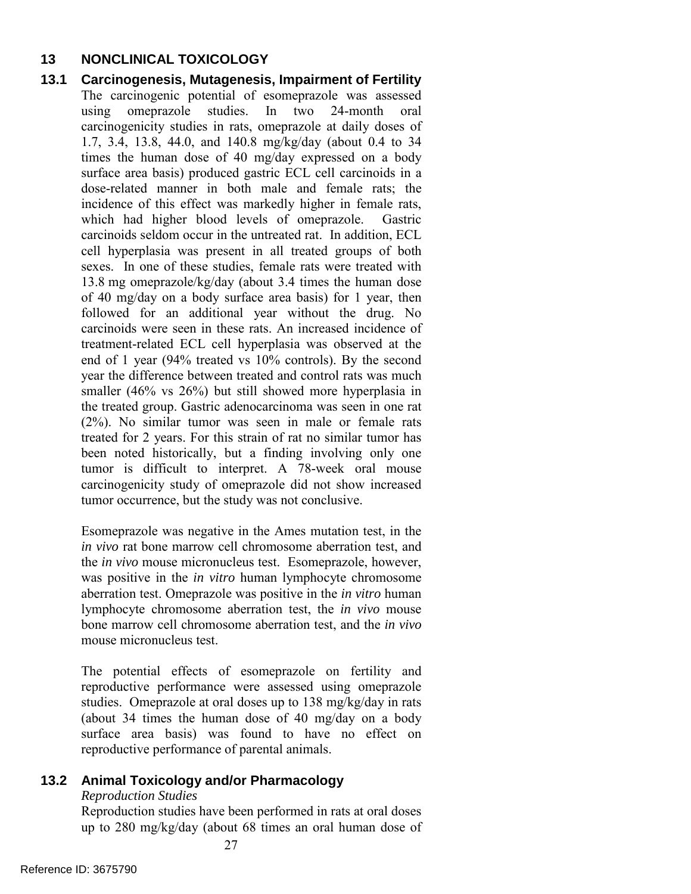# 13 NONCLINICAL TOXICOLOGY

## 13.1 Carcinogenesis, Mutagenesis, Impairment of Fertility

The carcinogenic potential of esomeprazole was assessed using omeprazole studies. In two 24-month oral carcinogenicity studies in rats, omeprazole at daily doses of 1.7, 3.4, 13.8, 44.0, and 140.8 mg/kg/day (about 0.4 to 34 times the human dose of 40 mg/day expressed on a body surface area basis) produced gastric ECL cell carcinoids in a dose-related manner in both male and female rats; the incidence of this effect was markedly higher in female rats, which had higher blood levels of omeprazole. Gastric carcinoids seldom occur in the untreated rat. In addition, ECL cell hyperplasia was present in all treated groups of both sexes. In one of these studies, female rats were treated with 13.8 mg omeprazole/kg/day (about 3.4 times the human dose of 40 mg/day on a body surface area basis) for 1 year, then followed for an additional year without the drug. No carcinoids were seen in these rats. An increased incidence of treatment-related ECL cell hyperplasia was observed at the end of 1 year (94% treated vs 10% controls). By the second year the difference between treated and control rats was much smaller (46% vs 26%) but still showed more hyperplasia in the treated group. Gastric adenocarcinoma was seen in one rat (2%). No similar tumor was seen in male or female rats treated for 2 years. For this strain of rat no similar tumor has been noted historically, but a finding involving only one tumor is difficult to interpret. A 78-week oral mouse carcinogenicity study of omeprazole did not show increased tumor occurrence, but the study was not conclusive.

Esomeprazole was negative in the Ames mutation test, in the *in vivo* rat bone marrow cell chromosome aberration test, and the *in vivo* mouse micronucleus test. Esomeprazole, however, was positive in the *in vitro* human lymphocyte chromosome aberration test. Omeprazole was positive in the *in vitro* human lymphocyte chromosome aberration test, the *in vivo* mouse bone marrow cell chromosome aberration test, and the *in vivo* mouse micronucleus test.

The potential effects of esomeprazole on fertility and reproductive performance were assessed using omeprazole studies. Omeprazole at oral doses up to 138 mg/kg/day in rats (about 34 times the human dose of 40 mg/day on a body surface area basis) was found to have no effect on reproductive performance of parental animals.

## 13.2 Animal Toxicology and/or Pharmacology

*Reproduction Studies*

Reproduction studies have been performed in rats at oral doses up to 280 mg/kg/day (about 68 times an oral human dose of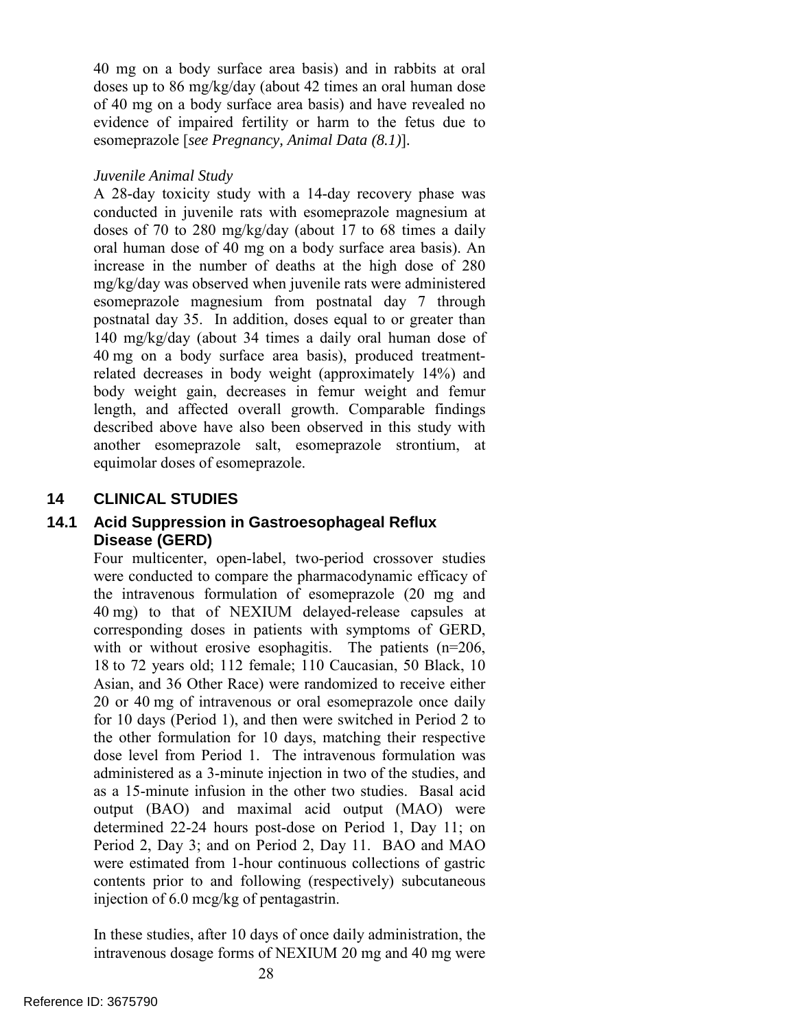40 mg on a body surface area basis) and in rabbits at oral doses up to 86 mg/kg/day (about 42 times an oral human dose of 40 mg on a body surface area basis) and have revealed no evidence of impaired fertility or harm to the fetus due to esomeprazole [*see Pregnancy, Animal Data (8.1)*].

*Juvenile Animal Study*

A 28-day toxicity study with a 14-day recovery phase was conducted in juvenile rats with esomeprazole magnesium at doses of 70 to 280 mg/kg/day (about 17 to 68 times a daily oral human dose of 40 mg on a body surface area basis). An increase in the number of deaths at the high dose of 280 mg/kg/day was observed when juvenile rats were administered esomeprazole magnesium from postnatal day 7 through postnatal day 35. In addition, doses equal to or greater than 140 mg/kg/day (about 34 times a daily oral human dose of 40 mg on a body surface area basis), produced treatment-related decreases in body weight (approximately 14%) and body weight gain, decreases in femur weight and femur length, and affected overall growth. Comparable findings described above have also been observed in this study with another esomeprazole salt, esomeprazole strontium, at equimolar doses of esomeprazole.

# 14 CLINICAL STUDIES

## 14.1 Acid Suppression in Gastroesophageal Reflux Disease (GERD)

Four multicenter, open-label, two-period crossover studies were conducted to compare the pharmacodynamic efficacy of the intravenous formulation of esomeprazole (20 mg and 40 mg) to that of NEXIUM delayed-release capsules at corresponding doses in patients with symptoms of GERD, with or without erosive esophagitis. The patients (n=206, 18 to 72 years old; 112 female; 110 Caucasian, 50 Black, 10 Asian, and 36 Other Race) were randomized to receive either 20 or 40 mg of intravenous or oral esomeprazole once daily for 10 days (Period 1), and then were switched in Period 2 to the other formulation for 10 days, matching their respective dose level from Period 1. The intravenous formulation was administered as a 3-minute injection in two of the studies, and as a 15-minute infusion in the other two studies. Basal acid output (BAO) and maximal acid output (MAO) were determined 22-24 hours post-dose on Period 1, Day 11; on Period 2, Day 3; and on Period 2, Day 11. BAO and MAO were estimated from 1-hour continuous collections of gastric contents prior to and following (respectively) subcutaneous injection of 6.0 mcg/kg of pentagastrin.

In these studies, after 10 days of once daily administration, the intravenous dosage forms of NEXIUM 20 mg and 40 mg were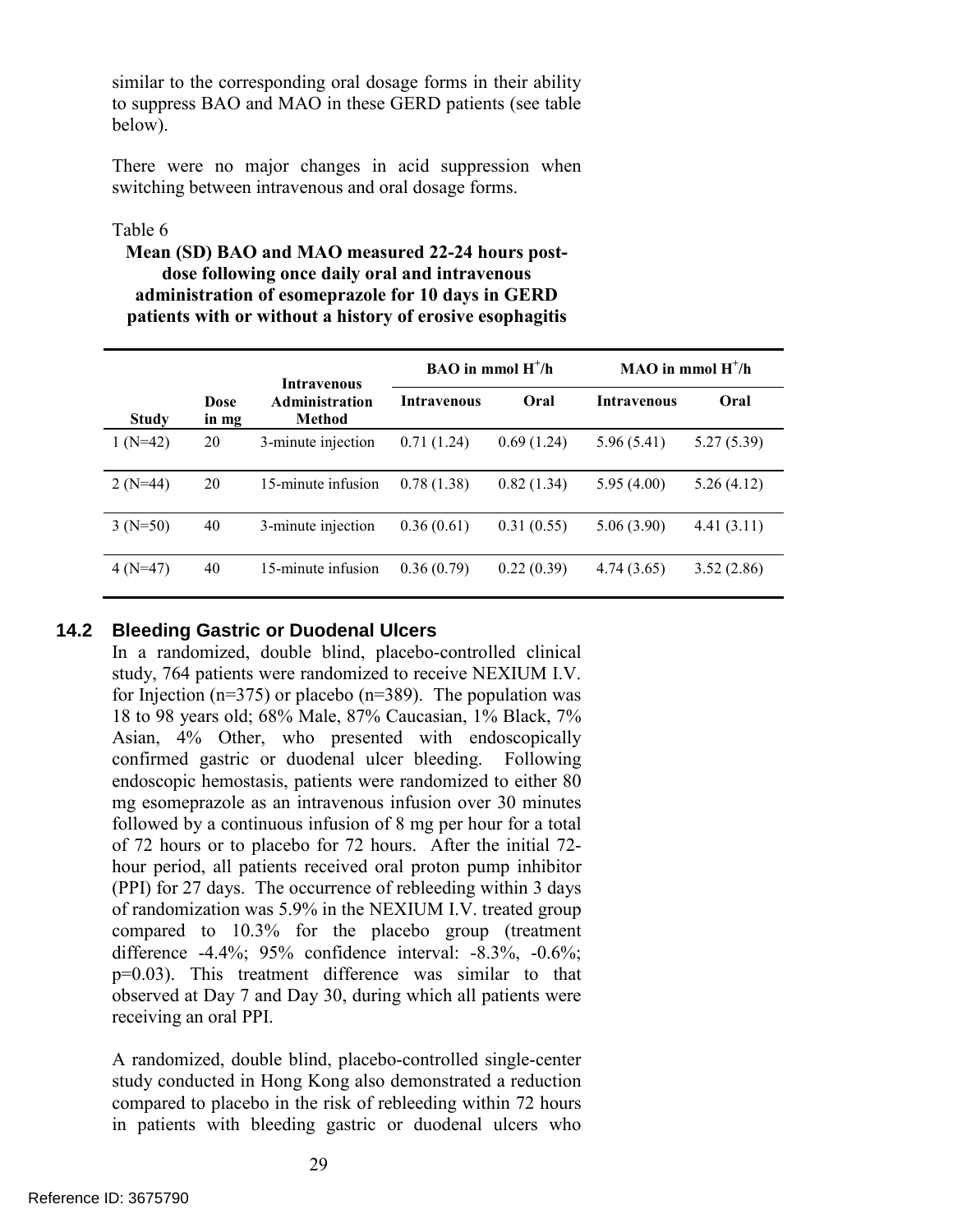similar to the corresponding oral dosage forms in their ability to suppress BAO and MAO in these GERD patients (see table below).

There were no major changes in acid suppression when switching between intravenous and oral dosage forms.

Table 6

**Mean (SD) BAO and MAO measured 22-24 hours post-dose following once daily oral and intravenous administration of esomeprazole for 10 days in GERD patients with or without a history of erosive esophagitis**

| Study | Dose in mg | Intravenous Administration Method | BAO in mmol $H^+$/h | | MAO in mmol $H^+$/h | |
|---|---|---|---|---|---|---|
| | | | Intravenous | Oral | Intravenous | Oral |
| 1 (N=42) | 20 | 3-minute injection | 0.71 (1.24) | 0.69 (1.24) | 5.96 (5.41) | 5.27 (5.39) |
| 2 (N=44) | 20 | 15-minute infusion | 0.78 (1.38) | 0.82 (1.34) | 5.95 (4.00) | 5.26 (4.12) |
| 3 (N=50) | 40 | 3-minute injection | 0.36 (0.61) | 0.31 (0.55) | 5.06 (3.90) | 4.41 (3.11) |
| 4 (N=47) | 40 | 15-minute infusion | 0.36 (0.79) | 0.22 (0.39) | 4.74 (3.65) | 3.52 (2.86) |

## 14.2 Bleeding Gastric or Duodenal Ulcers

In a randomized, double blind, placebo-controlled clinical study, 764 patients were randomized to receive NEXIUM I.V. for Injection (n=375) or placebo (n=389). The population was 18 to 98 years old; 68% Male, 87% Caucasian, 1% Black, 7% Asian, 4% Other, who presented with endoscopically confirmed gastric or duodenal ulcer bleeding. Following endoscopic hemostasis, patients were randomized to either 80 mg esomeprazole as an intravenous infusion over 30 minutes followed by a continuous infusion of 8 mg per hour for a total of 72 hours or to placebo for 72 hours. After the initial 72-hour period, all patients received oral proton pump inhibitor (PPI) for 27 days. The occurrence of rebleeding within 3 days of randomization was 5.9% in the NEXIUM I.V. treated group compared to 10.3% for the placebo group (treatment difference -4.4%; 95% confidence interval: -8.3%, -0.6%; p=0.03). This treatment difference was similar to that observed at Day 7 and Day 30, during which all patients were receiving an oral PPI.

A randomized, double blind, placebo-controlled single-center study conducted in Hong Kong also demonstrated a reduction compared to placebo in the risk of rebleeding within 72 hours in patients with bleeding gastric or duodenal ulcers who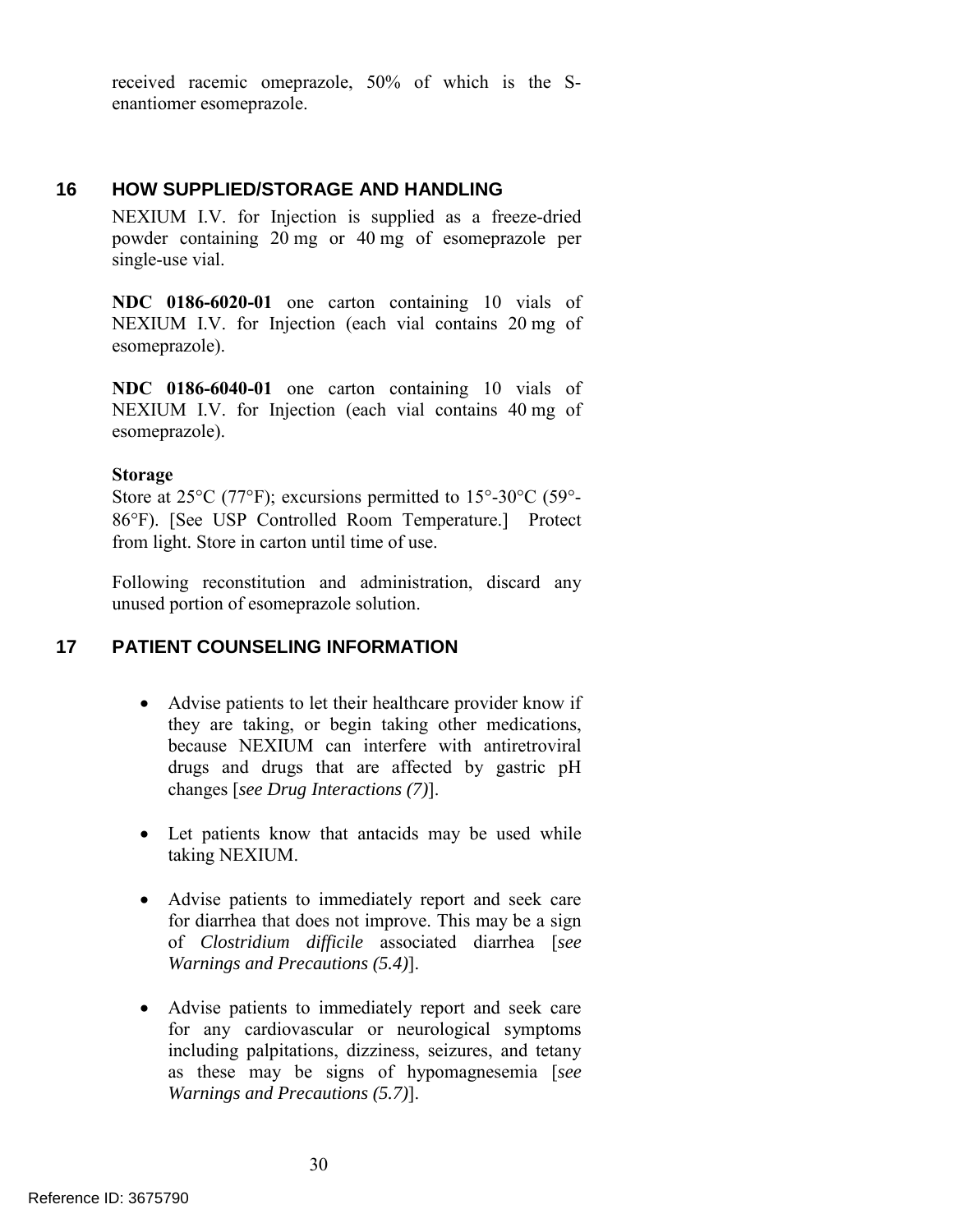received racemic omeprazole, 50% of which is the S-enantiomer esomeprazole.

## 16 HOW SUPPLIED/STORAGE AND HANDLING

NEXIUM I.V. for Injection is supplied as a freeze-dried powder containing 20 mg or 40 mg of esomeprazole per single-use vial.

**NDC 0186-6020-01** one carton containing 10 vials of NEXIUM I.V. for Injection (each vial contains 20 mg of esomeprazole).

**NDC 0186-6040-01** one carton containing 10 vials of NEXIUM I.V. for Injection (each vial contains 40 mg of esomeprazole).

**Storage**

Store at 25°C (77°F); excursions permitted to 15°-30°C (59°-86°F). [See USP Controlled Room Temperature.] Protect from light. Store in carton until time of use.

Following reconstitution and administration, discard any unused portion of esomeprazole solution.

## 17 PATIENT COUNSELING INFORMATION

- Advise patients to let their healthcare provider know if they are taking, or begin taking other medications, because NEXIUM can interfere with antiretroviral drugs and drugs that are affected by gastric pH changes [*see Drug Interactions (7)*].
- Let patients know that antacids may be used while taking NEXIUM.
- Advise patients to immediately report and seek care for diarrhea that does not improve. This may be a sign of *Clostridium difficile* associated diarrhea [*see Warnings and Precautions (5.4)*].
- Advise patients to immediately report and seek care for any cardiovascular or neurological symptoms including palpitations, dizziness, seizures, and tetany as these may be signs of hypomagnesemia [*see Warnings and Precautions (5.7)*].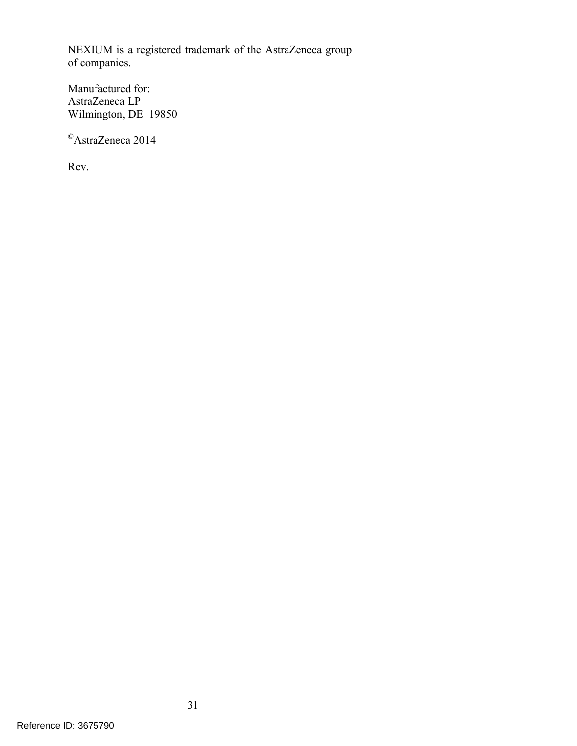NEXIUM is a registered trademark of the AstraZeneca group of companies.

Manufactured for:
AstraZeneca LP
Wilmington, DE 19850

©AstraZeneca 2014

Rev.

Reference ID: 3675790